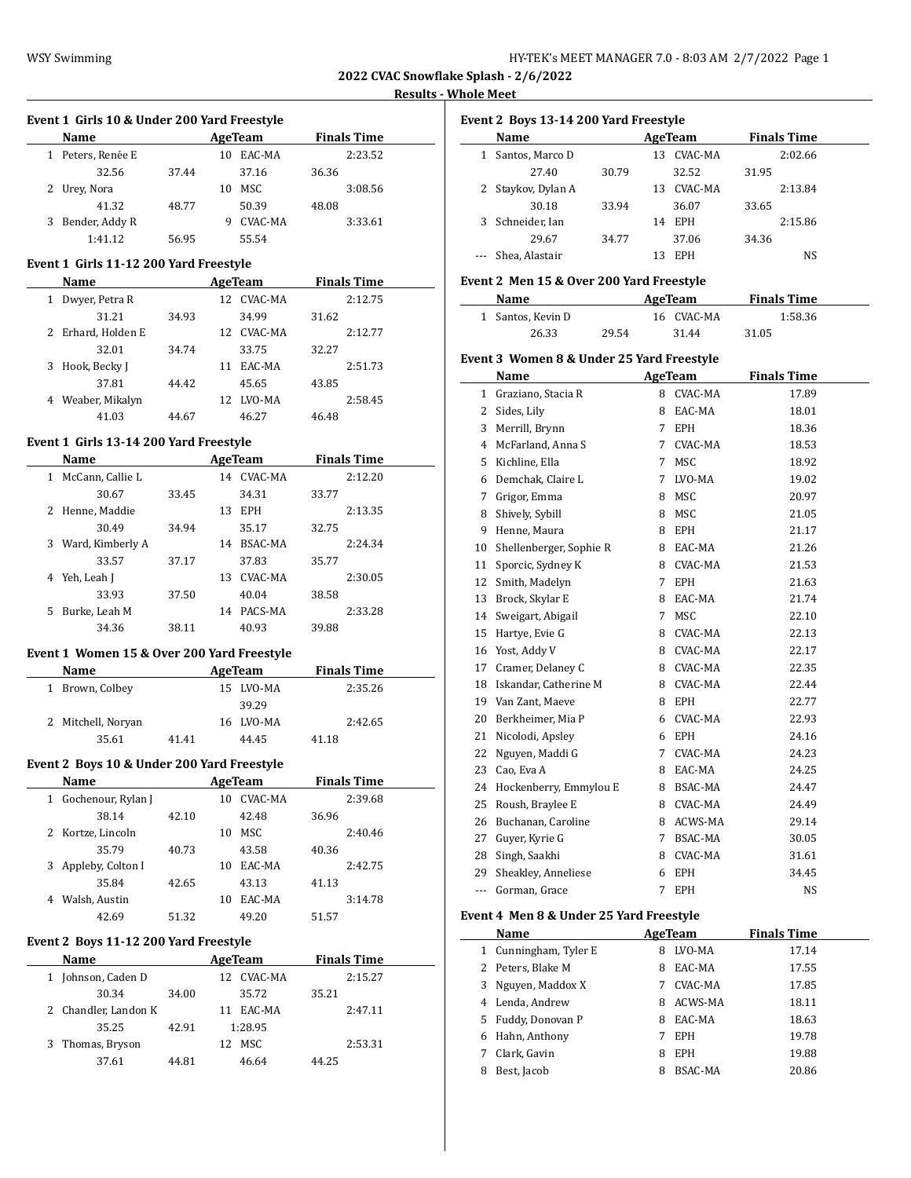**2022 CVAC Snowflake Splash - 2/6/2022**

**Results - Whole Meet**

### Event 1 Girls 10 & Under 200 Yard Freestyle

| | Name | Age | Team | Finals Time |
|---|---|---|---|---|
| 1 | Peters, Renée E | 10 | EAC-MA | 2:23.52 |
| | 32.56 37.44 37.16 36.36 | | | |
| 2 | Urey, Nora | 10 | MSC | 3:08.56 |
| | 41.32 48.77 50.39 48.08 | | | |
| 3 | Bender, Addy R | 9 | CVAC-MA | 3:33.61 |
| | 1:41.12 56.95 55.54 | | | |

### Event 1 Girls 11-12 200 Yard Freestyle

| | Name | Age | Team | Finals Time |
|---|---|---|---|---|
| 1 | Dwyer, Petra R | 12 | CVAC-MA | 2:12.75 |
| | 31.21 34.93 34.99 31.62 | | | |
| 2 | Erhard, Holden E | 12 | CVAC-MA | 2:12.77 |
| | 32.01 34.74 33.75 32.27 | | | |
| 3 | Hook, Becky J | 11 | EAC-MA | 2:51.73 |
| | 37.81 44.42 45.65 43.85 | | | |
| 4 | Weaber, Mikalyn | 12 | LVO-MA | 2:58.45 |
| | 41.03 44.67 46.27 46.48 | | | |

### Event 1 Girls 13-14 200 Yard Freestyle

| | Name | Age | Team | Finals Time |
|---|---|---|---|---|
| 1 | McCann, Callie L | 14 | CVAC-MA | 2:12.20 |
| | 30.67 33.45 34.31 33.77 | | | |
| 2 | Henne, Maddie | 13 | EPH | 2:13.35 |
| | 30.49 34.94 35.17 32.75 | | | |
| 3 | Ward, Kimberly A | 14 | BSAC-MA | 2:24.34 |
| | 33.57 37.17 37.83 35.77 | | | |
| 4 | Yeh, Leah J | 13 | CVAC-MA | 2:30.05 |
| | 33.93 37.50 40.04 38.58 | | | |
| 5 | Burke, Leah M | 14 | PACS-MA | 2:33.28 |
| | 34.36 38.11 40.93 39.88 | | | |

### Event 1 Women 15 & Over 200 Yard Freestyle

| | Name | Age | Team | Finals Time |
|---|---|---|---|---|
| 1 | Brown, Colbey | 15 | LVO-MA | 2:35.26 |
| | 39.29 | | | |
| 2 | Mitchell, Noryan | 16 | LVO-MA | 2:42.65 |
| | 35.61 41.41 44.45 41.18 | | | |

### Event 2 Boys 10 & Under 200 Yard Freestyle

| | Name | Age | Team | Finals Time |
|---|---|---|---|---|
| 1 | Gochenour, Rylan J | 10 | CVAC-MA | 2:39.68 |
| | 38.14 42.10 42.48 36.96 | | | |
| 2 | Kortze, Lincoln | 10 | MSC | 2:40.46 |
| | 35.79 40.73 43.58 40.36 | | | |
| 3 | Appleby, Colton I | 10 | EAC-MA | 2:42.75 |
| | 35.84 42.65 43.13 41.13 | | | |
| 4 | Walsh, Austin | 10 | EAC-MA | 3:14.78 |
| | 42.69 51.32 49.20 51.57 | | | |

### Event 2 Boys 11-12 200 Yard Freestyle

| | Name | Age | Team | Finals Time |
|---|---|---|---|---|
| 1 | Johnson, Caden D | 12 | CVAC-MA | 2:15.27 |
| | 30.34 34.00 35.72 35.21 | | | |
| 2 | Chandler, Landon K | 11 | EAC-MA | 2:47.11 |
| | 35.25 42.91 1:28.95 | | | |
| 3 | Thomas, Bryson | 12 | MSC | 2:53.31 |
| | 37.61 44.81 46.64 44.25 | | | |

### Event 2 Boys 13-14 200 Yard Freestyle

| | Name | Age | Team | Finals Time |
|---|---|---|---|---|
| 1 | Santos, Marco D | 13 | CVAC-MA | 2:02.66 |
| | 27.40 30.79 32.52 31.95 | | | |
| 2 | Staykov, Dylan A | 13 | CVAC-MA | 2:13.84 |
| | 30.18 33.94 36.07 33.65 | | | |
| 3 | Schneider, Ian | 14 | EPH | 2:15.86 |
| | 29.67 34.77 37.06 34.36 | | | |
| --- | Shea, Alastair | 13 | EPH | NS |

### Event 2 Men 15 & Over 200 Yard Freestyle

| | Name | Age | Team | Finals Time |
|---|---|---|---|---|
| 1 | Santos, Kevin D | 16 | CVAC-MA | 1:58.36 |
| | 26.33 29.54 31.44 31.05 | | | |

### Event 3 Women 8 & Under 25 Yard Freestyle

| | Name | Age | Team | Finals Time |
|---|---|---|---|---|
| 1 | Graziano, Stacia R | 8 | CVAC-MA | 17.89 |
| 2 | Sides, Lily | 8 | EAC-MA | 18.01 |
| 3 | Merrill, Brynn | 7 | EPH | 18.36 |
| 4 | McFarland, Anna S | 7 | CVAC-MA | 18.53 |
| 5 | Kichline, Ella | 7 | MSC | 18.92 |
| 6 | Demchak, Claire L | 7 | LVO-MA | 19.02 |
| 7 | Grigor, Emma | 8 | MSC | 20.97 |
| 8 | Shively, Sybill | 8 | MSC | 21.05 |
| 9 | Henne, Maura | 8 | EPH | 21.17 |
| 10 | Shellenberger, Sophie R | 8 | EAC-MA | 21.26 |
| 11 | Sporcic, Sydney K | 8 | CVAC-MA | 21.53 |
| 12 | Smith, Madelyn | 7 | EPH | 21.63 |
| 13 | Brock, Skylar E | 8 | EAC-MA | 21.74 |
| 14 | Sweigart, Abigail | 7 | MSC | 22.10 |
| 15 | Hartye, Evie G | 8 | CVAC-MA | 22.13 |
| 16 | Yost, Addy V | 8 | CVAC-MA | 22.17 |
| 17 | Cramer, Delaney C | 8 | CVAC-MA | 22.35 |
| 18 | Iskandar, Catherine M | 8 | CVAC-MA | 22.44 |
| 19 | Van Zant, Maeve | 8 | EPH | 22.77 |
| 20 | Berkheimer, Mia P | 6 | CVAC-MA | 22.93 |
| 21 | Nicolodi, Apsley | 6 | EPH | 24.16 |
| 22 | Nguyen, Maddi G | 7 | CVAC-MA | 24.23 |
| 23 | Cao, Eva A | 8 | EAC-MA | 24.25 |
| 24 | Hockenberry, Emmylou E | 8 | BSAC-MA | 24.47 |
| 25 | Roush, Braylee E | 8 | CVAC-MA | 24.49 |
| 26 | Buchanan, Caroline | 8 | ACWS-MA | 29.14 |
| 27 | Guyer, Kyrie G | 7 | BSAC-MA | 30.05 |
| 28 | Singh, Saakhi | 8 | CVAC-MA | 31.61 |
| 29 | Sheakley, Anneliese | 6 | EPH | 34.45 |
| --- | Gorman, Grace | 7 | EPH | NS |

### Event 4 Men 8 & Under 25 Yard Freestyle

| | Name | Age | Team | Finals Time |
|---|---|---|---|---|
| 1 | Cunningham, Tyler E | 8 | LVO-MA | 17.14 |
| 2 | Peters, Blake M | 8 | EAC-MA | 17.55 |
| 3 | Nguyen, Maddox X | 7 | CVAC-MA | 17.85 |
| 4 | Lenda, Andrew | 8 | ACWS-MA | 18.11 |
| 5 | Fuddy, Donovan P | 8 | EAC-MA | 18.63 |
| 6 | Hahn, Anthony | 7 | EPH | 19.78 |
| 7 | Clark, Gavin | 8 | EPH | 19.88 |
| 8 | Best, Jacob | 8 | BSAC-MA | 20.86 |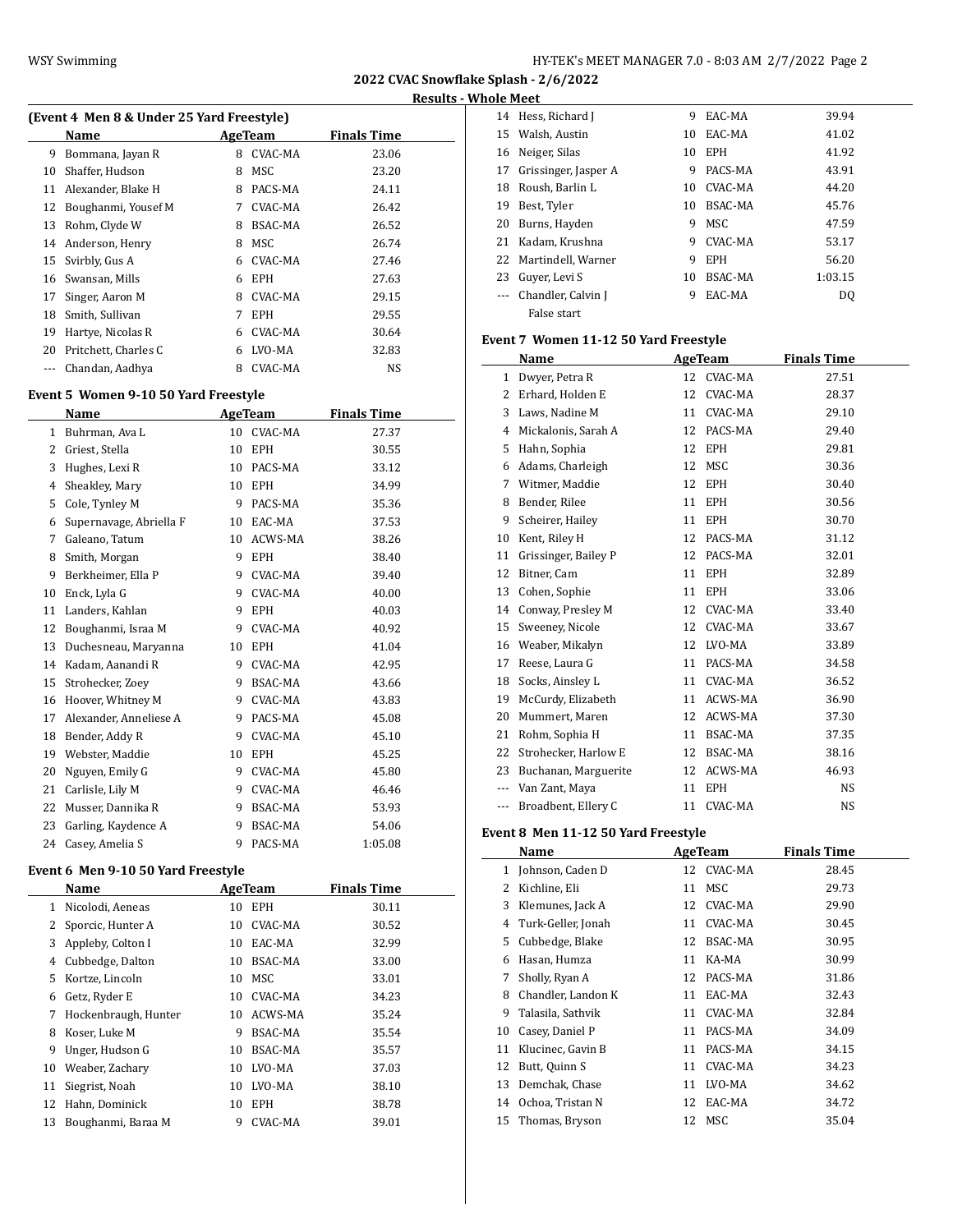## 2022 CVAC Snowflake Splash - 2/6/2022

### Results - Whole Meet

#### (Event 4 Men 8 & Under 25 Yard Freestyle)

| | Name | Age | Team | Finals Time |
|---|---|---|---|---|
| 9 | Bommana, Jayan R | 8 | CVAC-MA | 23.06 |
| 10 | Shaffer, Hudson | 8 | MSC | 23.20 |
| 11 | Alexander, Blake H | 8 | PACS-MA | 24.11 |
| 12 | Boughanmi, Yousef M | 7 | CVAC-MA | 26.42 |
| 13 | Rohm, Clyde W | 8 | BSAC-MA | 26.52 |
| 14 | Anderson, Henry | 8 | MSC | 26.74 |
| 15 | Svirbly, Gus A | 6 | CVAC-MA | 27.46 |
| 16 | Swansan, Mills | 6 | EPH | 27.63 |
| 17 | Singer, Aaron M | 8 | CVAC-MA | 29.15 |
| 18 | Smith, Sullivan | 7 | EPH | 29.55 |
| 19 | Hartye, Nicolas R | 6 | CVAC-MA | 30.64 |
| 20 | Pritchett, Charles C | 6 | LVO-MA | 32.83 |
| --- | Chandan, Aadhya | 8 | CVAC-MA | NS |

#### Event 5 Women 9-10 50 Yard Freestyle

| | Name | Age | Team | Finals Time |
|---|---|---|---|---|
| 1 | Buhrman, Ava L | 10 | CVAC-MA | 27.37 |
| 2 | Griest, Stella | 10 | EPH | 30.55 |
| 3 | Hughes, Lexi R | 10 | PACS-MA | 33.12 |
| 4 | Sheakley, Mary | 10 | EPH | 34.99 |
| 5 | Cole, Tynley M | 9 | PACS-MA | 35.36 |
| 6 | Supernavage, Abriella F | 10 | EAC-MA | 37.53 |
| 7 | Galeano, Tatum | 10 | ACWS-MA | 38.26 |
| 8 | Smith, Morgan | 9 | EPH | 38.40 |
| 9 | Berkheimer, Ella P | 9 | CVAC-MA | 39.40 |
| 10 | Enck, Lyla G | 9 | CVAC-MA | 40.00 |
| 11 | Landers, Kahlan | 9 | EPH | 40.03 |
| 12 | Boughanmi, Israa M | 9 | CVAC-MA | 40.92 |
| 13 | Duchesneau, Maryanna | 10 | EPH | 41.04 |
| 14 | Kadam, Aanandi R | 9 | CVAC-MA | 42.95 |
| 15 | Strohecker, Zoey | 9 | BSAC-MA | 43.66 |
| 16 | Hoover, Whitney M | 9 | CVAC-MA | 43.83 |
| 17 | Alexander, Anneliese A | 9 | PACS-MA | 45.08 |
| 18 | Bender, Addy R | 9 | CVAC-MA | 45.10 |
| 19 | Webster, Maddie | 10 | EPH | 45.25 |
| 20 | Nguyen, Emily G | 9 | CVAC-MA | 45.80 |
| 21 | Carlisle, Lily M | 9 | CVAC-MA | 46.46 |
| 22 | Musser, Dannika R | 9 | BSAC-MA | 53.93 |
| 23 | Garling, Kaydence A | 9 | BSAC-MA | 54.06 |
| 24 | Casey, Amelia S | 9 | PACS-MA | 1:05.08 |

#### Event 6 Men 9-10 50 Yard Freestyle

| | Name | Age | Team | Finals Time |
|---|---|---|---|---|
| 1 | Nicolodi, Aeneas | 10 | EPH | 30.11 |
| 2 | Sporcic, Hunter A | 10 | CVAC-MA | 30.52 |
| 3 | Appleby, Colton I | 10 | EAC-MA | 32.99 |
| 4 | Cubbedge, Dalton | 10 | BSAC-MA | 33.00 |
| 5 | Kortze, Lincoln | 10 | MSC | 33.01 |
| 6 | Getz, Ryder E | 10 | CVAC-MA | 34.23 |
| 7 | Hockenbraugh, Hunter | 10 | ACWS-MA | 35.24 |
| 8 | Koser, Luke M | 9 | BSAC-MA | 35.54 |
| 9 | Unger, Hudson G | 10 | BSAC-MA | 35.57 |
| 10 | Weaber, Zachary | 10 | LVO-MA | 37.03 |
| 11 | Siegrist, Noah | 10 | LVO-MA | 38.10 |
| 12 | Hahn, Dominick | 10 | EPH | 38.78 |
| 13 | Boughanmi, Baraa M | 9 | CVAC-MA | 39.01 |
| 14 | Hess, Richard J | 9 | EAC-MA | 39.94 |
| 15 | Walsh, Austin | 10 | EAC-MA | 41.02 |
| 16 | Neiger, Silas | 10 | EPH | 41.92 |
| 17 | Grissinger, Jasper A | 9 | PACS-MA | 43.91 |
| 18 | Roush, Barlin L | 10 | CVAC-MA | 44.20 |
| 19 | Best, Tyler | 10 | BSAC-MA | 45.76 |
| 20 | Burns, Hayden | 9 | MSC | 47.59 |
| 21 | Kadam, Krushna | 9 | CVAC-MA | 53.17 |
| 22 | Martindell, Warner | 9 | EPH | 56.20 |
| 23 | Guyer, Levi S | 10 | BSAC-MA | 1:03.15 |
| --- | Chandler, Calvin J | 9 | EAC-MA | DQ |
| | False start | | | |

#### Event 7 Women 11-12 50 Yard Freestyle

| | Name | Age | Team | Finals Time |
|---|---|---|---|---|
| 1 | Dwyer, Petra R | 12 | CVAC-MA | 27.51 |
| 2 | Erhard, Holden E | 12 | CVAC-MA | 28.37 |
| 3 | Laws, Nadine M | 11 | CVAC-MA | 29.10 |
| 4 | Mickalonis, Sarah A | 12 | PACS-MA | 29.40 |
| 5 | Hahn, Sophia | 12 | EPH | 29.81 |
| 6 | Adams, Charleigh | 12 | MSC | 30.36 |
| 7 | Witmer, Maddie | 12 | EPH | 30.40 |
| 8 | Bender, Rilee | 11 | EPH | 30.56 |
| 9 | Scheirer, Hailey | 11 | EPH | 30.70 |
| 10 | Kent, Riley H | 12 | PACS-MA | 31.12 |
| 11 | Grissinger, Bailey P | 12 | PACS-MA | 32.01 |
| 12 | Bitner, Cam | 11 | EPH | 32.89 |
| 13 | Cohen, Sophie | 11 | EPH | 33.06 |
| 14 | Conway, Presley M | 12 | CVAC-MA | 33.40 |
| 15 | Sweeney, Nicole | 12 | CVAC-MA | 33.67 |
| 16 | Weaber, Mikalyn | 12 | LVO-MA | 33.89 |
| 17 | Reese, Laura G | 11 | PACS-MA | 34.58 |
| 18 | Socks, Ainsley L | 11 | CVAC-MA | 36.52 |
| 19 | McCurdy, Elizabeth | 11 | ACWS-MA | 36.90 |
| 20 | Mummert, Maren | 12 | ACWS-MA | 37.30 |
| 21 | Rohm, Sophia H | 11 | BSAC-MA | 37.35 |
| 22 | Strohecker, Harlow E | 12 | BSAC-MA | 38.16 |
| 23 | Buchanan, Marguerite | 12 | ACWS-MA | 46.93 |
| --- | Van Zant, Maya | 11 | EPH | NS |
| --- | Broadbent, Ellery C | 11 | CVAC-MA | NS |

#### Event 8 Men 11-12 50 Yard Freestyle

| | Name | Age | Team | Finals Time |
|---|---|---|---|---|
| 1 | Johnson, Caden D | 12 | CVAC-MA | 28.45 |
| 2 | Kichline, Eli | 11 | MSC | 29.73 |
| 3 | Klemunes, Jack A | 12 | CVAC-MA | 29.90 |
| 4 | Turk-Geller, Jonah | 11 | CVAC-MA | 30.45 |
| 5 | Cubbedge, Blake | 12 | BSAC-MA | 30.95 |
| 6 | Hasan, Humza | 11 | KA-MA | 30.99 |
| 7 | Sholly, Ryan A | 12 | PACS-MA | 31.86 |
| 8 | Chandler, Landon K | 11 | EAC-MA | 32.43 |
| 9 | Talasila, Sathvik | 11 | CVAC-MA | 32.84 |
| 10 | Casey, Daniel P | 11 | PACS-MA | 34.09 |
| 11 | Klucinec, Gavin B | 11 | PACS-MA | 34.15 |
| 12 | Butt, Quinn S | 11 | CVAC-MA | 34.23 |
| 13 | Demchak, Chase | 11 | LVO-MA | 34.62 |
| 14 | Ochoa, Tristan N | 12 | EAC-MA | 34.72 |
| 15 | Thomas, Bryson | 12 | MSC | 35.04 |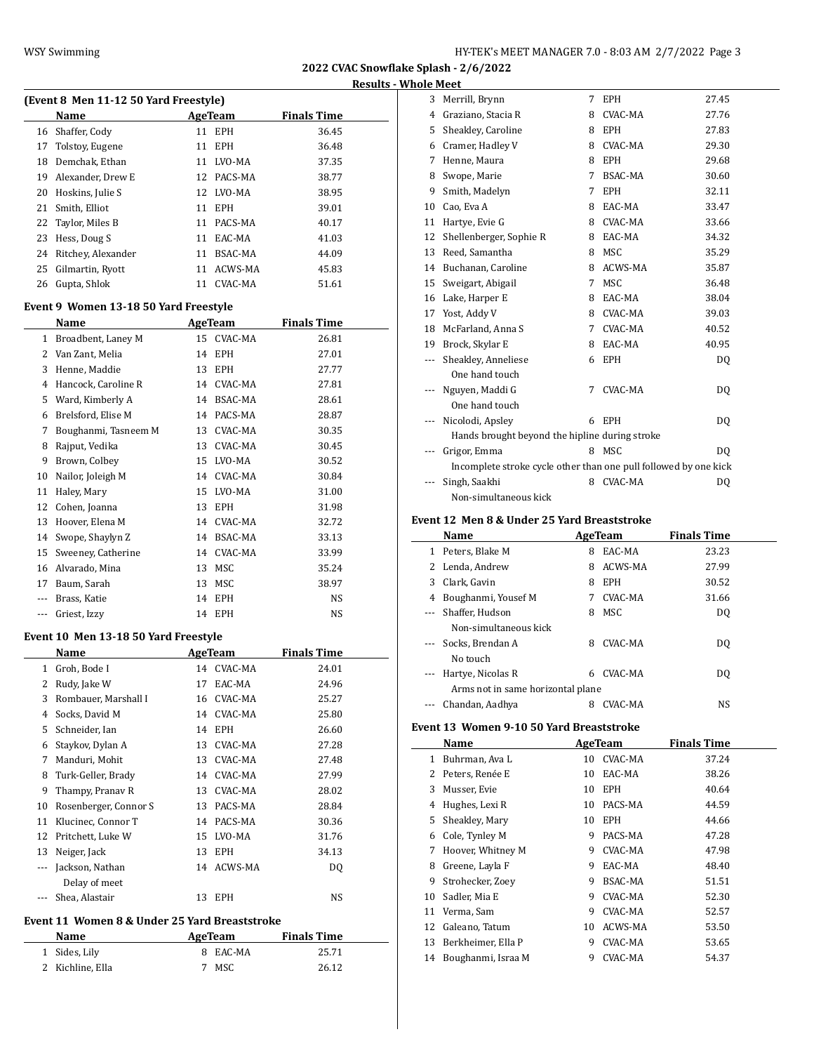## 2022 CVAC Snowflake Splash - 2/6/2022

### Results - Whole Meet

#### (Event 8 Men 11-12 50 Yard Freestyle)

| | Name | Age | Team | Finals Time |
|---|---|---|---|---|
| 16 | Shaffer, Cody | 11 | EPH | 36.45 |
| 17 | Tolstoy, Eugene | 11 | EPH | 36.48 |
| 18 | Demchak, Ethan | 11 | LVO-MA | 37.35 |
| 19 | Alexander, Drew E | 12 | PACS-MA | 38.77 |
| 20 | Hoskins, Julie S | 12 | LVO-MA | 38.95 |
| 21 | Smith, Elliot | 11 | EPH | 39.01 |
| 22 | Taylor, Miles B | 11 | PACS-MA | 40.17 |
| 23 | Hess, Doug S | 11 | EAC-MA | 41.03 |
| 24 | Ritchey, Alexander | 11 | BSAC-MA | 44.09 |
| 25 | Gilmartin, Ryott | 11 | ACWS-MA | 45.83 |
| 26 | Gupta, Shlok | 11 | CVAC-MA | 51.61 |

#### Event 9 Women 13-18 50 Yard Freestyle

| | Name | Age | Team | Finals Time |
|---|---|---|---|---|
| 1 | Broadbent, Laney M | 15 | CVAC-MA | 26.81 |
| 2 | Van Zant, Melia | 14 | EPH | 27.01 |
| 3 | Henne, Maddie | 13 | EPH | 27.77 |
| 4 | Hancock, Caroline R | 14 | CVAC-MA | 27.81 |
| 5 | Ward, Kimberly A | 14 | BSAC-MA | 28.61 |
| 6 | Brelsford, Elise M | 14 | PACS-MA | 28.87 |
| 7 | Boughanmi, Tasneem M | 13 | CVAC-MA | 30.35 |
| 8 | Rajput, Vedika | 13 | CVAC-MA | 30.45 |
| 9 | Brown, Colbey | 15 | LVO-MA | 30.52 |
| 10 | Nailor, Joleigh M | 14 | CVAC-MA | 30.84 |
| 11 | Haley, Mary | 15 | LVO-MA | 31.00 |
| 12 | Cohen, Joanna | 13 | EPH | 31.98 |
| 13 | Hoover, Elena M | 14 | CVAC-MA | 32.72 |
| 14 | Swope, Shaylyn Z | 14 | BSAC-MA | 33.13 |
| 15 | Sweeney, Catherine | 14 | CVAC-MA | 33.99 |
| 16 | Alvarado, Mina | 13 | MSC | 35.24 |
| 17 | Baum, Sarah | 13 | MSC | 38.97 |
| --- | Brass, Katie | 14 | EPH | NS |
| --- | Griest, Izzy | 14 | EPH | NS |

#### Event 10 Men 13-18 50 Yard Freestyle

| | Name | Age | Team | Finals Time |
|---|---|---|---|---|
| 1 | Groh, Bode I | 14 | CVAC-MA | 24.01 |
| 2 | Rudy, Jake W | 17 | EAC-MA | 24.96 |
| 3 | Rombauer, Marshall I | 16 | CVAC-MA | 25.27 |
| 4 | Socks, David M | 14 | CVAC-MA | 25.80 |
| 5 | Schneider, Ian | 14 | EPH | 26.60 |
| 6 | Staykov, Dylan A | 13 | CVAC-MA | 27.28 |
| 7 | Manduri, Mohit | 13 | CVAC-MA | 27.48 |
| 8 | Turk-Geller, Brady | 14 | CVAC-MA | 27.99 |
| 9 | Thampy, Pranav R | 13 | CVAC-MA | 28.02 |
| 10 | Rosenberger, Connor S | 13 | PACS-MA | 28.84 |
| 11 | Klucinec, Connor T | 14 | PACS-MA | 30.36 |
| 12 | Pritchett, Luke W | 15 | LVO-MA | 31.76 |
| 13 | Neiger, Jack | 13 | EPH | 34.13 |
| --- | Jackson, Nathan | 14 | ACWS-MA | DQ |
| | Delay of meet | | | |
| --- | Shea, Alastair | 13 | EPH | NS |

#### Event 11 Women 8 & Under 25 Yard Breaststroke

| | Name | Age | Team | Finals Time |
|---|---|---|---|---|
| 1 | Sides, Lily | 8 | EAC-MA | 25.71 |
| 2 | Kichline, Ella | 7 | MSC | 26.12 |
| 3 | Merrill, Brynn | 7 | EPH | 27.45 |
| 4 | Graziano, Stacia R | 8 | CVAC-MA | 27.76 |
| 5 | Sheakley, Caroline | 8 | EPH | 27.83 |
| 6 | Cramer, Hadley V | 8 | CVAC-MA | 29.30 |
| 7 | Henne, Maura | 8 | EPH | 29.68 |
| 8 | Swope, Marie | 7 | BSAC-MA | 30.60 |
| 9 | Smith, Madelyn | 7 | EPH | 32.11 |
| 10 | Cao, Eva A | 8 | EAC-MA | 33.47 |
| 11 | Hartye, Evie G | 8 | CVAC-MA | 33.66 |
| 12 | Shellenberger, Sophie R | 8 | EAC-MA | 34.32 |
| 13 | Reed, Samantha | 8 | MSC | 35.29 |
| 14 | Buchanan, Caroline | 8 | ACWS-MA | 35.87 |
| 15 | Sweigart, Abigail | 7 | MSC | 36.48 |
| 16 | Lake, Harper E | 8 | EAC-MA | 38.04 |
| 17 | Yost, Addy V | 8 | CVAC-MA | 39.03 |
| 18 | McFarland, Anna S | 7 | CVAC-MA | 40.52 |
| 19 | Brock, Skylar E | 8 | EAC-MA | 40.95 |
| --- | Sheakley, Anneliese | 6 | EPH | DQ |
| | One hand touch | | | |
| --- | Nguyen, Maddi G | 7 | CVAC-MA | DQ |
| | One hand touch | | | |
| --- | Nicolodi, Apsley | 6 | EPH | DQ |
| | Hands brought beyond the hipline during stroke | | | |
| --- | Grigor, Emma | 8 | MSC | DQ |
| | Incomplete stroke cycle other than one pull followed by one kick | | | |
| --- | Singh, Saakhi | 8 | CVAC-MA | DQ |
| | Non-simultaneous kick | | | |

#### Event 12 Men 8 & Under 25 Yard Breaststroke

| | Name | Age | Team | Finals Time |
|---|---|---|---|---|
| 1 | Peters, Blake M | 8 | EAC-MA | 23.23 |
| 2 | Lenda, Andrew | 8 | ACWS-MA | 27.99 |
| 3 | Clark, Gavin | 8 | EPH | 30.52 |
| 4 | Boughanmi, Yousef M | 7 | CVAC-MA | 31.66 |
| --- | Shaffer, Hudson | 8 | MSC | DQ |
| | Non-simultaneous kick | | | |
| --- | Socks, Brendan A | 8 | CVAC-MA | DQ |
| | No touch | | | |
| --- | Hartye, Nicolas R | 6 | CVAC-MA | DQ |
| | Arms not in same horizontal plane | | | |
| --- | Chandan, Aadhya | 8 | CVAC-MA | NS |

#### Event 13 Women 9-10 50 Yard Breaststroke

| | Name | Age | Team | Finals Time |
|---|---|---|---|---|
| 1 | Buhrman, Ava L | 10 | CVAC-MA | 37.24 |
| 2 | Peters, Renée E | 10 | EAC-MA | 38.26 |
| 3 | Musser, Evie | 10 | EPH | 40.64 |
| 4 | Hughes, Lexi R | 10 | PACS-MA | 44.59 |
| 5 | Sheakley, Mary | 10 | EPH | 44.66 |
| 6 | Cole, Tynley M | 9 | PACS-MA | 47.28 |
| 7 | Hoover, Whitney M | 9 | CVAC-MA | 47.98 |
| 8 | Greene, Layla F | 9 | EAC-MA | 48.40 |
| 9 | Strohecker, Zoey | 9 | BSAC-MA | 51.51 |
| 10 | Sadler, Mia E | 9 | CVAC-MA | 52.30 |
| 11 | Verma, Sam | 9 | CVAC-MA | 52.57 |
| 12 | Galeano, Tatum | 10 | ACWS-MA | 53.50 |
| 13 | Berkheimer, Ella P | 9 | CVAC-MA | 53.65 |
| 14 | Boughanmi, Israa M | 9 | CVAC-MA | 54.37 |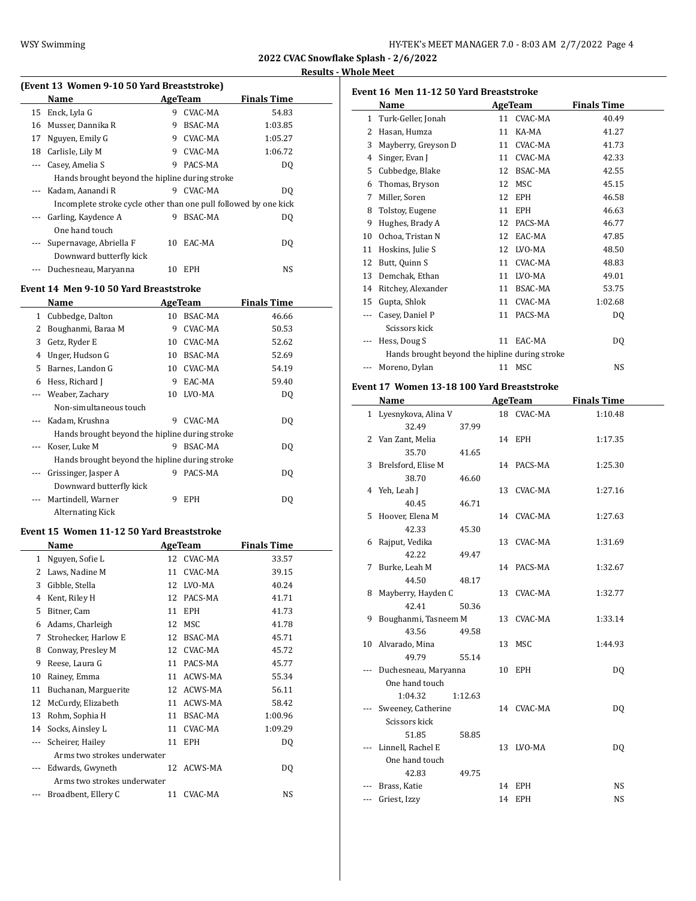## 2022 CVAC Snowflake Splash - 2/6/2022

### Results - Whole Meet

#### (Event 13 Women 9-10 50 Yard Breaststroke)

| | Name | Age | Team | Finals Time |
|---|---|---|---|---|
| 15 | Enck, Lyla G | 9 | CVAC-MA | 54.83 |
| 16 | Musser, Dannika R | 9 | BSAC-MA | 1:03.85 |
| 17 | Nguyen, Emily G | 9 | CVAC-MA | 1:05.27 |
| 18 | Carlisle, Lily M | 9 | CVAC-MA | 1:06.72 |
| --- | Casey, Amelia S | 9 | PACS-MA | DQ |
| | Hands brought beyond the hipline during stroke | | | |
| --- | Kadam, Aanandi R | 9 | CVAC-MA | DQ |
| | Incomplete stroke cycle other than one pull followed by one kick | | | |
| --- | Garling, Kaydence A | 9 | BSAC-MA | DQ |
| | One hand touch | | | |
| --- | Supernavage, Abriella F | 10 | EAC-MA | DQ |
| | Downward butterfly kick | | | |
| --- | Duchesneau, Maryanna | 10 | EPH | NS |

#### Event 14 Men 9-10 50 Yard Breaststroke

| | Name | Age | Team | Finals Time |
|---|---|---|---|---|
| 1 | Cubbedge, Dalton | 10 | BSAC-MA | 46.66 |
| 2 | Boughanmi, Baraa M | 9 | CVAC-MA | 50.53 |
| 3 | Getz, Ryder E | 10 | CVAC-MA | 52.62 |
| 4 | Unger, Hudson G | 10 | BSAC-MA | 52.69 |
| 5 | Barnes, Landon G | 10 | CVAC-MA | 54.19 |
| 6 | Hess, Richard J | 9 | EAC-MA | 59.40 |
| --- | Weaber, Zachary | 10 | LVO-MA | DQ |
| | Non-simultaneous touch | | | |
| --- | Kadam, Krushna | 9 | CVAC-MA | DQ |
| | Hands brought beyond the hipline during stroke | | | |
| --- | Koser, Luke M | 9 | BSAC-MA | DQ |
| | Hands brought beyond the hipline during stroke | | | |
| --- | Grissinger, Jasper A | 9 | PACS-MA | DQ |
| | Downward butterfly kick | | | |
| --- | Martindell, Warner | 9 | EPH | DQ |
| | Alternating Kick | | | |

#### Event 15 Women 11-12 50 Yard Breaststroke

| | Name | Age | Team | Finals Time |
|---|---|---|---|---|
| 1 | Nguyen, Sofie L | 12 | CVAC-MA | 33.57 |
| 2 | Laws, Nadine M | 11 | CVAC-MA | 39.15 |
| 3 | Gibble, Stella | 12 | LVO-MA | 40.24 |
| 4 | Kent, Riley H | 12 | PACS-MA | 41.71 |
| 5 | Bitner, Cam | 11 | EPH | 41.73 |
| 6 | Adams, Charleigh | 12 | MSC | 41.78 |
| 7 | Strohecker, Harlow E | 12 | BSAC-MA | 45.71 |
| 8 | Conway, Presley M | 12 | CVAC-MA | 45.72 |
| 9 | Reese, Laura G | 11 | PACS-MA | 45.77 |
| 10 | Rainey, Emma | 11 | ACWS-MA | 55.34 |
| 11 | Buchanan, Marguerite | 12 | ACWS-MA | 56.11 |
| 12 | McCurdy, Elizabeth | 11 | ACWS-MA | 58.42 |
| 13 | Rohm, Sophia H | 11 | BSAC-MA | 1:00.96 |
| 14 | Socks, Ainsley L | 11 | CVAC-MA | 1:09.29 |
| --- | Scheirer, Hailey | 11 | EPH | DQ |
| | Arms two strokes underwater | | | |
| --- | Edwards, Gwyneth | 12 | ACWS-MA | DQ |
| | Arms two strokes underwater | | | |
| --- | Broadbent, Ellery C | 11 | CVAC-MA | NS |

#### Event 16 Men 11-12 50 Yard Breaststroke

| | Name | Age | Team | Finals Time |
|---|---|---|---|---|
| 1 | Turk-Geller, Jonah | 11 | CVAC-MA | 40.49 |
| 2 | Hasan, Humza | 11 | KA-MA | 41.27 |
| 3 | Mayberry, Greyson D | 11 | CVAC-MA | 41.73 |
| 4 | Singer, Evan J | 11 | CVAC-MA | 42.33 |
| 5 | Cubbedge, Blake | 12 | BSAC-MA | 42.55 |
| 6 | Thomas, Bryson | 12 | MSC | 45.15 |
| 7 | Miller, Soren | 12 | EPH | 46.58 |
| 8 | Tolstoy, Eugene | 11 | EPH | 46.63 |
| 9 | Hughes, Brady A | 12 | PACS-MA | 46.77 |
| 10 | Ochoa, Tristan N | 12 | EAC-MA | 47.85 |
| 11 | Hoskins, Julie S | 12 | LVO-MA | 48.50 |
| 12 | Butt, Quinn S | 11 | CVAC-MA | 48.83 |
| 13 | Demchak, Ethan | 11 | LVO-MA | 49.01 |
| 14 | Ritchey, Alexander | 11 | BSAC-MA | 53.75 |
| 15 | Gupta, Shlok | 11 | CVAC-MA | 1:02.68 |
| --- | Casey, Daniel P | 11 | PACS-MA | DQ |
| | Scissors kick | | | |
| --- | Hess, Doug S | 11 | EAC-MA | DQ |
| | Hands brought beyond the hipline during stroke | | | |
| --- | Moreno, Dylan | 11 | MSC | NS |

#### Event 17 Women 13-18 100 Yard Breaststroke

| | Name | Age | Team | Finals Time |
|---|---|---|---|---|
| 1 | Lyesnykova, Alina V | 18 | CVAC-MA | 1:10.48 |
| | 32.49 37.99 | | | |
| 2 | Van Zant, Melia | 14 | EPH | 1:17.35 |
| | 35.70 41.65 | | | |
| 3 | Brelsford, Elise M | 14 | PACS-MA | 1:25.30 |
| | 38.70 46.60 | | | |
| 4 | Yeh, Leah J | 13 | CVAC-MA | 1:27.16 |
| | 40.45 46.71 | | | |
| 5 | Hoover, Elena M | 14 | CVAC-MA | 1:27.63 |
| | 42.33 45.30 | | | |
| 6 | Rajput, Vedika | 13 | CVAC-MA | 1:31.69 |
| | 42.22 49.47 | | | |
| 7 | Burke, Leah M | 14 | PACS-MA | 1:32.67 |
| | 44.50 48.17 | | | |
| 8 | Mayberry, Hayden C | 13 | CVAC-MA | 1:32.77 |
| | 42.41 50.36 | | | |
| 9 | Boughanmi, Tasneem M | 13 | CVAC-MA | 1:33.14 |
| | 43.56 49.58 | | | |
| 10 | Alvarado, Mina | 13 | MSC | 1:44.93 |
| | 49.79 55.14 | | | |
| --- | Duchesneau, Maryanna | 10 | EPH | DQ |
| | One hand touch | | | |
| | 1:04.32 1:12.63 | | | |
| --- | Sweeney, Catherine | 14 | CVAC-MA | DQ |
| | Scissors kick | | | |
| | 51.85 58.85 | | | |
| --- | Linnell, Rachel E | 13 | LVO-MA | DQ |
| | One hand touch | | | |
| | 42.83 49.75 | | | |
| --- | Brass, Katie | 14 | EPH | NS |
| --- | Griest, Izzy | 14 | EPH | NS |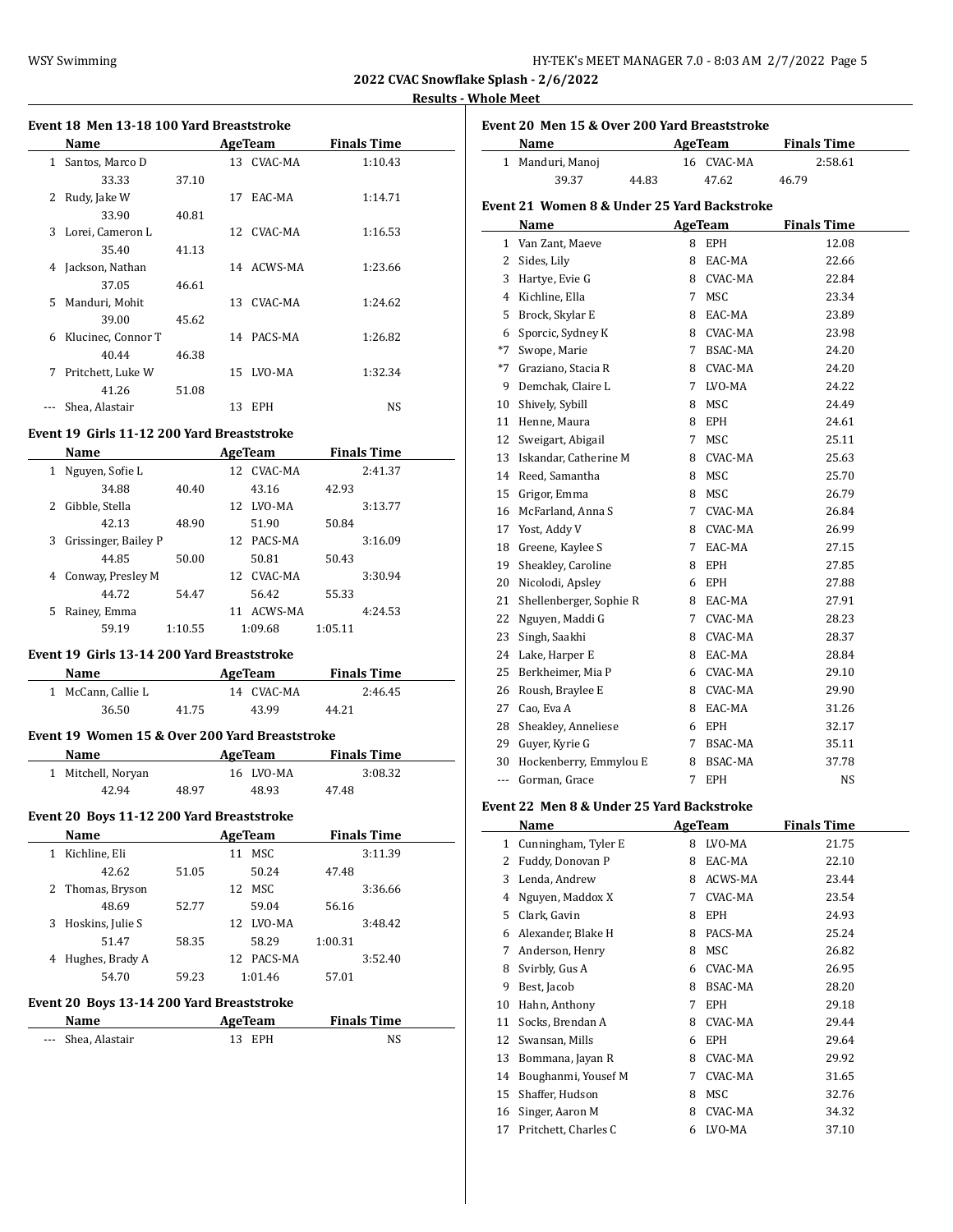## 2022 CVAC Snowflake Splash - 2/6/2022

### Results - Whole Meet

#### Event 18 Men 13-18 100 Yard Breaststroke

| | Name | | Age | Team | Finals Time |
|---|---|---|---|---|---|
| 1 | Santos, Marco D | | 13 | CVAC-MA | 1:10.43 |
| | 33.33 | 37.10 | | | |
| 2 | Rudy, Jake W | | 17 | EAC-MA | 1:14.71 |
| | 33.90 | 40.81 | | | |
| 3 | Lorei, Cameron L | | 12 | CVAC-MA | 1:16.53 |
| | 35.40 | 41.13 | | | |
| 4 | Jackson, Nathan | | 14 | ACWS-MA | 1:23.66 |
| | 37.05 | 46.61 | | | |
| 5 | Manduri, Mohit | | 13 | CVAC-MA | 1:24.62 |
| | 39.00 | 45.62 | | | |
| 6 | Klucinec, Connor T | | 14 | PACS-MA | 1:26.82 |
| | 40.44 | 46.38 | | | |
| 7 | Pritchett, Luke W | | 15 | LVO-MA | 1:32.34 |
| | 41.26 | 51.08 | | | |
| --- | Shea, Alastair | | 13 | EPH | NS |

#### Event 19 Girls 11-12 200 Yard Breaststroke

| | Name | | Age | Team | | Finals Time |
|---|---|---|---|---|---|---|
| 1 | Nguyen, Sofie L | | 12 | CVAC-MA | | 2:41.37 |
| | 34.88 | 40.40 | | 43.16 | 42.93 | |
| 2 | Gibble, Stella | | 12 | LVO-MA | | 3:13.77 |
| | 42.13 | 48.90 | | 51.90 | 50.84 | |
| 3 | Grissinger, Bailey P | | 12 | PACS-MA | | 3:16.09 |
| | 44.85 | 50.00 | | 50.81 | 50.43 | |
| 4 | Conway, Presley M | | 12 | CVAC-MA | | 3:30.94 |
| | 44.72 | 54.47 | | 56.42 | 55.33 | |
| 5 | Rainey, Emma | | 11 | ACWS-MA | | 4:24.53 |
| | 59.19 | 1:10.55 | | 1:09.68 | 1:05.11 | |

#### Event 19 Girls 13-14 200 Yard Breaststroke

| | Name | | Age | Team | | Finals Time |
|---|---|---|---|---|---|---|
| 1 | McCann, Callie L | | 14 | CVAC-MA | | 2:46.45 |
| | 36.50 | 41.75 | | 43.99 | 44.21 | |

#### Event 19 Women 15 & Over 200 Yard Breaststroke

| | Name | | Age | Team | | Finals Time |
|---|---|---|---|---|---|---|
| 1 | Mitchell, Noryan | | 16 | LVO-MA | | 3:08.32 |
| | 42.94 | 48.97 | | 48.93 | 47.48 | |

#### Event 20 Boys 11-12 200 Yard Breaststroke

| | Name | | Age | Team | | Finals Time |
|---|---|---|---|---|---|---|
| 1 | Kichline, Eli | | 11 | MSC | | 3:11.39 |
| | 42.62 | 51.05 | | 50.24 | 47.48 | |
| 2 | Thomas, Bryson | | 12 | MSC | | 3:36.66 |
| | 48.69 | 52.77 | | 59.04 | 56.16 | |
| 3 | Hoskins, Julie S | | 12 | LVO-MA | | 3:48.42 |
| | 51.47 | 58.35 | | 58.29 | 1:00.31 | |
| 4 | Hughes, Brady A | | 12 | PACS-MA | | 3:52.40 |
| | 54.70 | 59.23 | | 1:01.46 | 57.01 | |

#### Event 20 Boys 13-14 200 Yard Breaststroke

| | Name | Age | Team | Finals Time |
|---|---|---|---|---|
| --- | Shea, Alastair | 13 | EPH | NS |

#### Event 20 Men 15 & Over 200 Yard Breaststroke

| | Name | | Age | Team | | Finals Time |
|---|---|---|---|---|---|---|
| 1 | Manduri, Manoj | | 16 | CVAC-MA | | 2:58.61 |
| | 39.37 | 44.83 | | 47.62 | 46.79 | |

#### Event 21 Women 8 & Under 25 Yard Backstroke

| | Name | Age | Team | Finals Time |
|---|---|---|---|---|
| 1 | Van Zant, Maeve | 8 | EPH | 12.08 |
| 2 | Sides, Lily | 8 | EAC-MA | 22.66 |
| 3 | Hartye, Evie G | 8 | CVAC-MA | 22.84 |
| 4 | Kichline, Ella | 7 | MSC | 23.34 |
| 5 | Brock, Skylar E | 8 | EAC-MA | 23.89 |
| 6 | Sporcic, Sydney K | 8 | CVAC-MA | 23.98 |
| *7 | Swope, Marie | 7 | BSAC-MA | 24.20 |
| *7 | Graziano, Stacia R | 8 | CVAC-MA | 24.20 |
| 9 | Demchak, Claire L | 7 | LVO-MA | 24.22 |
| 10 | Shively, Sybill | 8 | MSC | 24.49 |
| 11 | Henne, Maura | 8 | EPH | 24.61 |
| 12 | Sweigart, Abigail | 7 | MSC | 25.11 |
| 13 | Iskandar, Catherine M | 8 | CVAC-MA | 25.63 |
| 14 | Reed, Samantha | 8 | MSC | 25.70 |
| 15 | Grigor, Emma | 8 | MSC | 26.79 |
| 16 | McFarland, Anna S | 7 | CVAC-MA | 26.84 |
| 17 | Yost, Addy V | 8 | CVAC-MA | 26.99 |
| 18 | Greene, Kaylee S | 7 | EAC-MA | 27.15 |
| 19 | Sheakley, Caroline | 8 | EPH | 27.85 |
| 20 | Nicolodi, Apsley | 6 | EPH | 27.88 |
| 21 | Shellenberger, Sophie R | 8 | EAC-MA | 27.91 |
| 22 | Nguyen, Maddi G | 7 | CVAC-MA | 28.23 |
| 23 | Singh, Saakhi | 8 | CVAC-MA | 28.37 |
| 24 | Lake, Harper E | 8 | EAC-MA | 28.84 |
| 25 | Berkheimer, Mia P | 6 | CVAC-MA | 29.10 |
| 26 | Roush, Braylee E | 8 | CVAC-MA | 29.90 |
| 27 | Cao, Eva A | 8 | EAC-MA | 31.26 |
| 28 | Sheakley, Anneliese | 6 | EPH | 32.17 |
| 29 | Guyer, Kyrie G | 7 | BSAC-MA | 35.11 |
| 30 | Hockenberry, Emmylou E | 8 | BSAC-MA | 37.78 |
| --- | Gorman, Grace | 7 | EPH | NS |

#### Event 22 Men 8 & Under 25 Yard Backstroke

| | Name | Age | Team | Finals Time |
|---|---|---|---|---|
| 1 | Cunningham, Tyler E | 8 | LVO-MA | 21.75 |
| 2 | Fuddy, Donovan P | 8 | EAC-MA | 22.10 |
| 3 | Lenda, Andrew | 8 | ACWS-MA | 23.44 |
| 4 | Nguyen, Maddox X | 7 | CVAC-MA | 23.54 |
| 5 | Clark, Gavin | 8 | EPH | 24.93 |
| 6 | Alexander, Blake H | 8 | PACS-MA | 25.24 |
| 7 | Anderson, Henry | 8 | MSC | 26.82 |
| 8 | Svirbly, Gus A | 6 | CVAC-MA | 26.95 |
| 9 | Best, Jacob | 8 | BSAC-MA | 28.20 |
| 10 | Hahn, Anthony | 7 | EPH | 29.18 |
| 11 | Socks, Brendan A | 8 | CVAC-MA | 29.44 |
| 12 | Swansan, Mills | 6 | EPH | 29.64 |
| 13 | Bommana, Jayan R | 8 | CVAC-MA | 29.92 |
| 14 | Boughanmi, Yousef M | 7 | CVAC-MA | 31.65 |
| 15 | Shaffer, Hudson | 8 | MSC | 32.76 |
| 16 | Singer, Aaron M | 8 | CVAC-MA | 34.32 |
| 17 | Pritchett, Charles C | 6 | LVO-MA | 37.10 |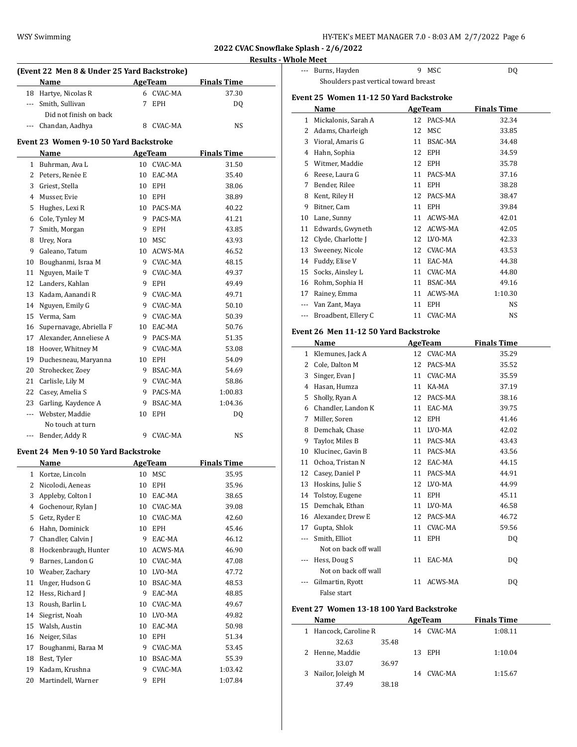## 2022 CVAC Snowflake Splash - 2/6/2022

### Results - Whole Meet

#### (Event 22 Men 8 & Under 25 Yard Backstroke)

| | Name | Age | Team | Finals Time |
|---|---|---|---|---|
| 18 | Hartye, Nicolas R | 6 | CVAC-MA | 37.30 |
| --- | Smith, Sullivan | 7 | EPH | DQ |
| | Did not finish on back | | | |
| --- | Chandan, Aadhya | 8 | CVAC-MA | NS |

#### Event 23 Women 9-10 50 Yard Backstroke

| | Name | Age | Team | Finals Time |
|---|---|---|---|---|
| 1 | Buhrman, Ava L | 10 | CVAC-MA | 31.50 |
| 2 | Peters, Renée E | 10 | EAC-MA | 35.40 |
| 3 | Griest, Stella | 10 | EPH | 38.06 |
| 4 | Musser, Evie | 10 | EPH | 38.89 |
| 5 | Hughes, Lexi R | 10 | PACS-MA | 40.22 |
| 6 | Cole, Tynley M | 9 | PACS-MA | 41.21 |
| 7 | Smith, Morgan | 9 | EPH | 43.85 |
| 8 | Urey, Nora | 10 | MSC | 43.93 |
| 9 | Galeano, Tatum | 10 | ACWS-MA | 46.52 |
| 10 | Boughanmi, Israa M | 9 | CVAC-MA | 48.15 |
| 11 | Nguyen, Maile T | 9 | CVAC-MA | 49.37 |
| 12 | Landers, Kahlan | 9 | EPH | 49.49 |
| 13 | Kadam, Aanandi R | 9 | CVAC-MA | 49.71 |
| 14 | Nguyen, Emily G | 9 | CVAC-MA | 50.10 |
| 15 | Verma, Sam | 9 | CVAC-MA | 50.39 |
| 16 | Supernavage, Abriella F | 10 | EAC-MA | 50.76 |
| 17 | Alexander, Anneliese A | 9 | PACS-MA | 51.35 |
| 18 | Hoover, Whitney M | 9 | CVAC-MA | 53.08 |
| 19 | Duchesneau, Maryanna | 10 | EPH | 54.09 |
| 20 | Strohecker, Zoey | 9 | BSAC-MA | 54.69 |
| 21 | Carlisle, Lily M | 9 | CVAC-MA | 58.86 |
| 22 | Casey, Amelia S | 9 | PACS-MA | 1:00.83 |
| 23 | Garling, Kaydence A | 9 | BSAC-MA | 1:04.36 |
| --- | Webster, Maddie | 10 | EPH | DQ |
| | No touch at turn | | | |
| --- | Bender, Addy R | 9 | CVAC-MA | NS |

#### Event 24 Men 9-10 50 Yard Backstroke

| | Name | Age | Team | Finals Time |
|---|---|---|---|---|
| 1 | Kortze, Lincoln | 10 | MSC | 35.95 |
| 2 | Nicolodi, Aeneas | 10 | EPH | 35.96 |
| 3 | Appleby, Colton I | 10 | EAC-MA | 38.65 |
| 4 | Gochenour, Rylan J | 10 | CVAC-MA | 39.08 |
| 5 | Getz, Ryder E | 10 | CVAC-MA | 42.60 |
| 6 | Hahn, Dominick | 10 | EPH | 45.46 |
| 7 | Chandler, Calvin J | 9 | EAC-MA | 46.12 |
| 8 | Hockenbraugh, Hunter | 10 | ACWS-MA | 46.90 |
| 9 | Barnes, Landon G | 10 | CVAC-MA | 47.08 |
| 10 | Weaber, Zachary | 10 | LVO-MA | 47.72 |
| 11 | Unger, Hudson G | 10 | BSAC-MA | 48.53 |
| 12 | Hess, Richard J | 9 | EAC-MA | 48.85 |
| 13 | Roush, Barlin L | 10 | CVAC-MA | 49.67 |
| 14 | Siegrist, Noah | 10 | LVO-MA | 49.82 |
| 15 | Walsh, Austin | 10 | EAC-MA | 50.98 |
| 16 | Neiger, Silas | 10 | EPH | 51.34 |
| 17 | Boughanmi, Baraa M | 9 | CVAC-MA | 53.45 |
| 18 | Best, Tyler | 10 | BSAC-MA | 55.39 |
| 19 | Kadam, Krushna | 9 | CVAC-MA | 1:03.42 |
| 20 | Martindell, Warner | 9 | EPH | 1:07.84 |
| --- | Burns, Hayden | 9 | MSC | DQ |
| | Shoulders past vertical toward breast | | | |

#### Event 25 Women 11-12 50 Yard Backstroke

| | Name | Age | Team | Finals Time |
|---|---|---|---|---|
| 1 | Mickalonis, Sarah A | 12 | PACS-MA | 32.34 |
| 2 | Adams, Charleigh | 12 | MSC | 33.85 |
| 3 | Vioral, Amaris G | 11 | BSAC-MA | 34.48 |
| 4 | Hahn, Sophia | 12 | EPH | 34.59 |
| 5 | Witmer, Maddie | 12 | EPH | 35.78 |
| 6 | Reese, Laura G | 11 | PACS-MA | 37.16 |
| 7 | Bender, Rilee | 11 | EPH | 38.28 |
| 8 | Kent, Riley H | 12 | PACS-MA | 38.47 |
| 9 | Bitner, Cam | 11 | EPH | 39.84 |
| 10 | Lane, Sunny | 11 | ACWS-MA | 42.01 |
| 11 | Edwards, Gwyneth | 12 | ACWS-MA | 42.05 |
| 12 | Clyde, Charlotte J | 12 | LVO-MA | 42.33 |
| 13 | Sweeney, Nicole | 12 | CVAC-MA | 43.53 |
| 14 | Fuddy, Elise V | 11 | EAC-MA | 44.38 |
| 15 | Socks, Ainsley L | 11 | CVAC-MA | 44.80 |
| 16 | Rohm, Sophia H | 11 | BSAC-MA | 49.16 |
| 17 | Rainey, Emma | 11 | ACWS-MA | 1:10.30 |
| --- | Van Zant, Maya | 11 | EPH | NS |
| --- | Broadbent, Ellery C | 11 | CVAC-MA | NS |

#### Event 26 Men 11-12 50 Yard Backstroke

| | Name | Age | Team | Finals Time |
|---|---|---|---|---|
| 1 | Klemunes, Jack A | 12 | CVAC-MA | 35.29 |
| 2 | Cole, Dalton M | 12 | PACS-MA | 35.52 |
| 3 | Singer, Evan J | 11 | CVAC-MA | 35.59 |
| 4 | Hasan, Humza | 11 | KA-MA | 37.19 |
| 5 | Sholly, Ryan A | 12 | PACS-MA | 38.16 |
| 6 | Chandler, Landon K | 11 | EAC-MA | 39.75 |
| 7 | Miller, Soren | 12 | EPH | 41.46 |
| 8 | Demchak, Chase | 11 | LVO-MA | 42.02 |
| 9 | Taylor, Miles B | 11 | PACS-MA | 43.43 |
| 10 | Klucinec, Gavin B | 11 | PACS-MA | 43.56 |
| 11 | Ochoa, Tristan N | 12 | EAC-MA | 44.15 |
| 12 | Casey, Daniel P | 11 | PACS-MA | 44.91 |
| 13 | Hoskins, Julie S | 12 | LVO-MA | 44.99 |
| 14 | Tolstoy, Eugene | 11 | EPH | 45.11 |
| 15 | Demchak, Ethan | 11 | LVO-MA | 46.58 |
| 16 | Alexander, Drew E | 12 | PACS-MA | 46.72 |
| 17 | Gupta, Shlok | 11 | CVAC-MA | 59.56 |
| --- | Smith, Elliot | 11 | EPH | DQ |
| | Not on back off wall | | | |
| --- | Hess, Doug S | 11 | EAC-MA | DQ |
| | Not on back off wall | | | |
| --- | Gilmartin, Ryott | 11 | ACWS-MA | DQ |
| | False start | | | |

#### Event 27 Women 13-18 100 Yard Backstroke

| | Name | Age | Team | Finals Time |
|---|---|---|---|---|
| 1 | Hancock, Caroline R | 14 | CVAC-MA | 1:08.11 |
| | 32.63 35.48 | | | |
| 2 | Henne, Maddie | 13 | EPH | 1:10.04 |
| | 33.07 36.97 | | | |
| 3 | Nailor, Joleigh M | 14 | CVAC-MA | 1:15.67 |
| | 37.49 38.18 | | | |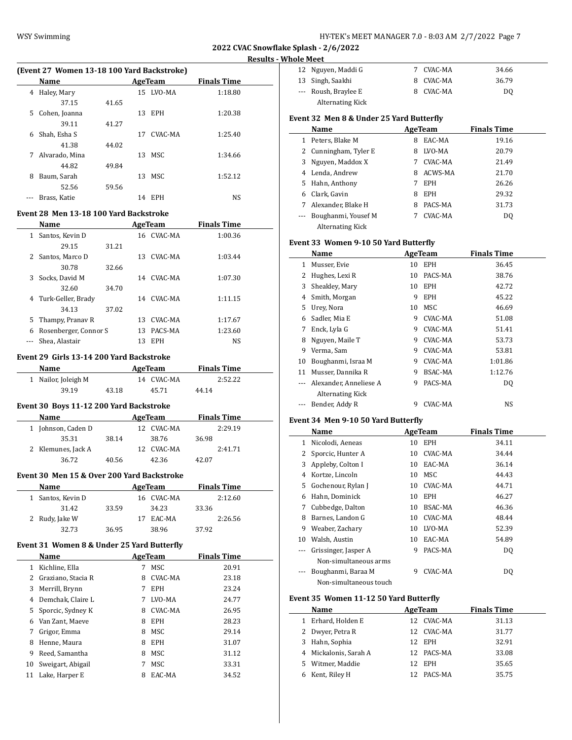## 2022 CVAC Snowflake Splash - 2/6/2022

### Results - Whole Meet

#### (Event 27 Women 13-18 100 Yard Backstroke)

| | Name | Age | Team | Finals Time |
|---|---|---|---|---|
| 4 | Haley, Mary | 15 | LVO-MA | 1:18.80 |
| | 37.15 41.65 | | | |
| 5 | Cohen, Joanna | 13 | EPH | 1:20.38 |
| | 39.11 41.27 | | | |
| 6 | Shah, Esha S | 17 | CVAC-MA | 1:25.40 |
| | 41.38 44.02 | | | |
| 7 | Alvarado, Mina | 13 | MSC | 1:34.66 |
| | 44.82 49.84 | | | |
| 8 | Baum, Sarah | 13 | MSC | 1:52.12 |
| | 52.56 59.56 | | | |
| --- | Brass, Katie | 14 | EPH | NS |

#### Event 28 Men 13-18 100 Yard Backstroke

| | Name | Age | Team | Finals Time |
|---|---|---|---|---|
| 1 | Santos, Kevin D | 16 | CVAC-MA | 1:00.36 |
| | 29.15 31.21 | | | |
| 2 | Santos, Marco D | 13 | CVAC-MA | 1:03.44 |
| | 30.78 32.66 | | | |
| 3 | Socks, David M | 14 | CVAC-MA | 1:07.30 |
| | 32.60 34.70 | | | |
| 4 | Turk-Geller, Brady | 14 | CVAC-MA | 1:11.15 |
| | 34.13 37.02 | | | |
| 5 | Thampy, Pranav R | 13 | CVAC-MA | 1:17.67 |
| 6 | Rosenberger, Connor S | 13 | PACS-MA | 1:23.60 |
| --- | Shea, Alastair | 13 | EPH | NS |

#### Event 29 Girls 13-14 200 Yard Backstroke

| | Name | Age | Team | Finals Time |
|---|---|---|---|---|
| 1 | Nailor, Joleigh M | 14 | CVAC-MA | 2:52.22 |
| | 39.19 43.18 45.71 44.14 | | | |

#### Event 30 Boys 11-12 200 Yard Backstroke

| | Name | Age | Team | Finals Time |
|---|---|---|---|---|
| 1 | Johnson, Caden D | 12 | CVAC-MA | 2:29.19 |
| | 35.31 38.14 38.76 36.98 | | | |
| 2 | Klemunes, Jack A | 12 | CVAC-MA | 2:41.71 |
| | 36.72 40.56 42.36 42.07 | | | |

#### Event 30 Men 15 & Over 200 Yard Backstroke

| | Name | Age | Team | Finals Time |
|---|---|---|---|---|
| 1 | Santos, Kevin D | 16 | CVAC-MA | 2:12.60 |
| | 31.42 33.59 34.23 33.36 | | | |
| 2 | Rudy, Jake W | 17 | EAC-MA | 2:26.56 |
| | 32.73 36.95 38.96 37.92 | | | |

#### Event 31 Women 8 & Under 25 Yard Butterfly

| | Name | Age | Team | Finals Time |
|---|---|---|---|---|
| 1 | Kichline, Ella | 7 | MSC | 20.91 |
| 2 | Graziano, Stacia R | 8 | CVAC-MA | 23.18 |
| 3 | Merrill, Brynn | 7 | EPH | 23.24 |
| 4 | Demchak, Claire L | 7 | LVO-MA | 24.77 |
| 5 | Sporcic, Sydney K | 8 | CVAC-MA | 26.95 |
| 6 | Van Zant, Maeve | 8 | EPH | 28.23 |
| 7 | Grigor, Emma | 8 | MSC | 29.14 |
| 8 | Henne, Maura | 8 | EPH | 31.07 |
| 9 | Reed, Samantha | 8 | MSC | 31.12 |
| 10 | Sweigart, Abigail | 7 | MSC | 33.31 |
| 11 | Lake, Harper E | 8 | EAC-MA | 34.52 |
| 12 | Nguyen, Maddi G | 7 | CVAC-MA | 34.66 |
| 13 | Singh, Saakhi | 8 | CVAC-MA | 36.79 |
| --- | Roush, Braylee E | 8 | CVAC-MA | DQ |
| | Alternating Kick | | | |

#### Event 32 Men 8 & Under 25 Yard Butterfly

| | Name | Age | Team | Finals Time |
|---|---|---|---|---|
| 1 | Peters, Blake M | 8 | EAC-MA | 19.16 |
| 2 | Cunningham, Tyler E | 8 | LVO-MA | 20.79 |
| 3 | Nguyen, Maddox X | 7 | CVAC-MA | 21.49 |
| 4 | Lenda, Andrew | 8 | ACWS-MA | 21.70 |
| 5 | Hahn, Anthony | 7 | EPH | 26.26 |
| 6 | Clark, Gavin | 8 | EPH | 29.32 |
| 7 | Alexander, Blake H | 8 | PACS-MA | 31.73 |
| --- | Boughanmi, Yousef M | 7 | CVAC-MA | DQ |
| | Alternating Kick | | | |

#### Event 33 Women 9-10 50 Yard Butterfly

| | Name | Age | Team | Finals Time |
|---|---|---|---|---|
| 1 | Musser, Evie | 10 | EPH | 36.45 |
| 2 | Hughes, Lexi R | 10 | PACS-MA | 38.76 |
| 3 | Sheakley, Mary | 10 | EPH | 42.72 |
| 4 | Smith, Morgan | 9 | EPH | 45.22 |
| 5 | Urey, Nora | 10 | MSC | 46.69 |
| 6 | Sadler, Mia E | 9 | CVAC-MA | 51.08 |
| 7 | Enck, Lyla G | 9 | CVAC-MA | 51.41 |
| 8 | Nguyen, Maile T | 9 | CVAC-MA | 53.73 |
| 9 | Verma, Sam | 9 | CVAC-MA | 53.81 |
| 10 | Boughanmi, Israa M | 9 | CVAC-MA | 1:01.86 |
| 11 | Musser, Dannika R | 9 | BSAC-MA | 1:12.76 |
| --- | Alexander, Anneliese A | 9 | PACS-MA | DQ |
| | Alternating Kick | | | |
| --- | Bender, Addy R | 9 | CVAC-MA | NS |

#### Event 34 Men 9-10 50 Yard Butterfly

| | Name | Age | Team | Finals Time |
|---|---|---|---|---|
| 1 | Nicolodi, Aeneas | 10 | EPH | 34.11 |
| 2 | Sporcic, Hunter A | 10 | CVAC-MA | 34.44 |
| 3 | Appleby, Colton I | 10 | EAC-MA | 36.14 |
| 4 | Kortze, Lincoln | 10 | MSC | 44.43 |
| 5 | Gochenour, Rylan J | 10 | CVAC-MA | 44.71 |
| 6 | Hahn, Dominick | 10 | EPH | 46.27 |
| 7 | Cubbedge, Dalton | 10 | BSAC-MA | 46.36 |
| 8 | Barnes, Landon G | 10 | CVAC-MA | 48.44 |
| 9 | Weaber, Zachary | 10 | LVO-MA | 52.39 |
| 10 | Walsh, Austin | 10 | EAC-MA | 54.89 |
| --- | Grissinger, Jasper A | 9 | PACS-MA | DQ |
| | Non-simultaneous arms | | | |
| --- | Boughanmi, Baraa M | 9 | CVAC-MA | DQ |
| | Non-simultaneous touch | | | |

#### Event 35 Women 11-12 50 Yard Butterfly

| | Name | Age | Team | Finals Time |
|---|---|---|---|---|
| 1 | Erhard, Holden E | 12 | CVAC-MA | 31.13 |
| 2 | Dwyer, Petra R | 12 | CVAC-MA | 31.77 |
| 3 | Hahn, Sophia | 12 | EPH | 32.91 |
| 4 | Mickalonis, Sarah A | 12 | PACS-MA | 33.08 |
| 5 | Witmer, Maddie | 12 | EPH | 35.65 |
| 6 | Kent, Riley H | 12 | PACS-MA | 35.75 |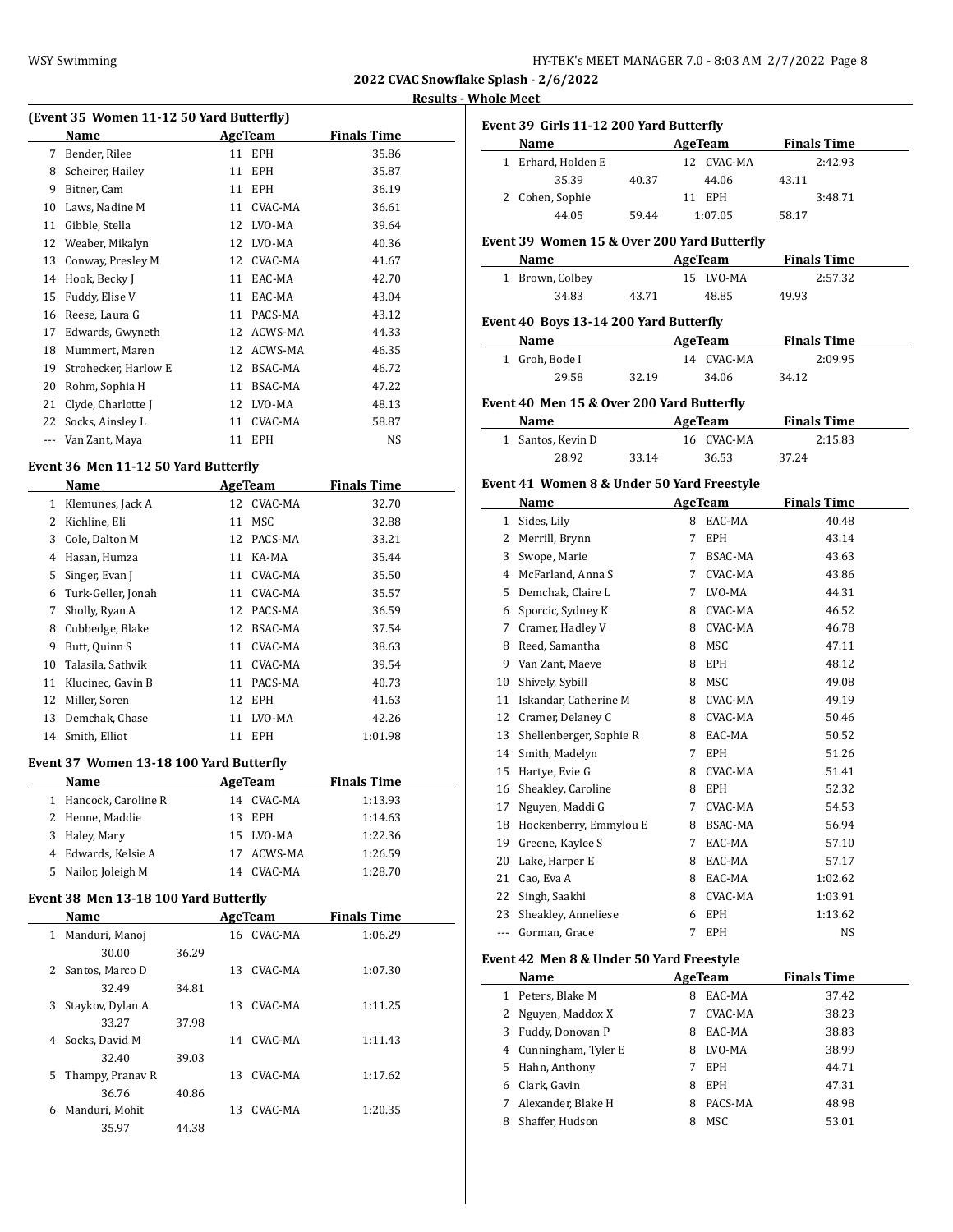## 2022 CVAC Snowflake Splash - 2/6/2022

### Results - Whole Meet

#### (Event 35 Women 11-12 50 Yard Butterfly)

| | Name | Age | Team | Finals Time |
|---|---|---|---|---|
| 7 | Bender, Rilee | 11 | EPH | 35.86 |
| 8 | Scheirer, Hailey | 11 | EPH | 35.87 |
| 9 | Bitner, Cam | 11 | EPH | 36.19 |
| 10 | Laws, Nadine M | 11 | CVAC-MA | 36.61 |
| 11 | Gibble, Stella | 12 | LVO-MA | 39.64 |
| 12 | Weaber, Mikalyn | 12 | LVO-MA | 40.36 |
| 13 | Conway, Presley M | 12 | CVAC-MA | 41.67 |
| 14 | Hook, Becky J | 11 | EAC-MA | 42.70 |
| 15 | Fuddy, Elise V | 11 | EAC-MA | 43.04 |
| 16 | Reese, Laura G | 11 | PACS-MA | 43.12 |
| 17 | Edwards, Gwyneth | 12 | ACWS-MA | 44.33 |
| 18 | Mummert, Maren | 12 | ACWS-MA | 46.35 |
| 19 | Strohecker, Harlow E | 12 | BSAC-MA | 46.72 |
| 20 | Rohm, Sophia H | 11 | BSAC-MA | 47.22 |
| 21 | Clyde, Charlotte J | 12 | LVO-MA | 48.13 |
| 22 | Socks, Ainsley L | 11 | CVAC-MA | 58.87 |
| --- | Van Zant, Maya | 11 | EPH | NS |

#### Event 36 Men 11-12 50 Yard Butterfly

| | Name | Age | Team | Finals Time |
|---|---|---|---|---|
| 1 | Klemunes, Jack A | 12 | CVAC-MA | 32.70 |
| 2 | Kichline, Eli | 11 | MSC | 32.88 |
| 3 | Cole, Dalton M | 12 | PACS-MA | 33.21 |
| 4 | Hasan, Humza | 11 | KA-MA | 35.44 |
| 5 | Singer, Evan J | 11 | CVAC-MA | 35.50 |
| 6 | Turk-Geller, Jonah | 11 | CVAC-MA | 35.57 |
| 7 | Sholly, Ryan A | 12 | PACS-MA | 36.59 |
| 8 | Cubbedge, Blake | 12 | BSAC-MA | 37.54 |
| 9 | Butt, Quinn S | 11 | CVAC-MA | 38.63 |
| 10 | Talasila, Sathvik | 11 | CVAC-MA | 39.54 |
| 11 | Klucinec, Gavin B | 11 | PACS-MA | 40.73 |
| 12 | Miller, Soren | 12 | EPH | 41.63 |
| 13 | Demchak, Chase | 11 | LVO-MA | 42.26 |
| 14 | Smith, Elliot | 11 | EPH | 1:01.98 |

#### Event 37 Women 13-18 100 Yard Butterfly

| | Name | Age | Team | Finals Time |
|---|---|---|---|---|
| 1 | Hancock, Caroline R | 14 | CVAC-MA | 1:13.93 |
| 2 | Henne, Maddie | 13 | EPH | 1:14.63 |
| 3 | Haley, Mary | 15 | LVO-MA | 1:22.36 |
| 4 | Edwards, Kelsie A | 17 | ACWS-MA | 1:26.59 |
| 5 | Nailor, Joleigh M | 14 | CVAC-MA | 1:28.70 |

#### Event 38 Men 13-18 100 Yard Butterfly

| | Name | Age | Team | Finals Time |
|---|---|---|---|---|
| 1 | Manduri, Manoj | 16 | CVAC-MA | 1:06.29 |
| | 30.00 36.29 | | | |
| 2 | Santos, Marco D | 13 | CVAC-MA | 1:07.30 |
| | 32.49 34.81 | | | |
| 3 | Staykov, Dylan A | 13 | CVAC-MA | 1:11.25 |
| | 33.27 37.98 | | | |
| 4 | Socks, David M | 14 | CVAC-MA | 1:11.43 |
| | 32.40 39.03 | | | |
| 5 | Thampy, Pranav R | 13 | CVAC-MA | 1:17.62 |
| | 36.76 40.86 | | | |
| 6 | Manduri, Mohit | 13 | CVAC-MA | 1:20.35 |
| | 35.97 44.38 | | | |

#### Event 39 Girls 11-12 200 Yard Butterfly

| | Name | Age | Team | Finals Time |
|---|---|---|---|---|
| 1 | Erhard, Holden E | 12 | CVAC-MA | 2:42.93 |
| | 35.39 40.37 44.06 43.11 | | | |
| 2 | Cohen, Sophie | 11 | EPH | 3:48.71 |
| | 44.05 59.44 1:07.05 58.17 | | | |

#### Event 39 Women 15 & Over 200 Yard Butterfly

| | Name | Age | Team | Finals Time |
|---|---|---|---|---|
| 1 | Brown, Colbey | 15 | LVO-MA | 2:57.32 |
| | 34.83 43.71 48.85 49.93 | | | |

#### Event 40 Boys 13-14 200 Yard Butterfly

| | Name | Age | Team | Finals Time |
|---|---|---|---|---|
| 1 | Groh, Bode I | 14 | CVAC-MA | 2:09.95 |
| | 29.58 32.19 34.06 34.12 | | | |

#### Event 40 Men 15 & Over 200 Yard Butterfly

| | Name | Age | Team | Finals Time |
|---|---|---|---|---|
| 1 | Santos, Kevin D | 16 | CVAC-MA | 2:15.83 |
| | 28.92 33.14 36.53 37.24 | | | |

#### Event 41 Women 8 & Under 50 Yard Freestyle

| | Name | Age | Team | Finals Time |
|---|---|---|---|---|
| 1 | Sides, Lily | 8 | EAC-MA | 40.48 |
| 2 | Merrill, Brynn | 7 | EPH | 43.14 |
| 3 | Swope, Marie | 7 | BSAC-MA | 43.63 |
| 4 | McFarland, Anna S | 7 | CVAC-MA | 43.86 |
| 5 | Demchak, Claire L | 7 | LVO-MA | 44.31 |
| 6 | Sporcic, Sydney K | 8 | CVAC-MA | 46.52 |
| 7 | Cramer, Hadley V | 8 | CVAC-MA | 46.78 |
| 8 | Reed, Samantha | 8 | MSC | 47.11 |
| 9 | Van Zant, Maeve | 8 | EPH | 48.12 |
| 10 | Shively, Sybill | 8 | MSC | 49.08 |
| 11 | Iskandar, Catherine M | 8 | CVAC-MA | 49.19 |
| 12 | Cramer, Delaney C | 8 | CVAC-MA | 50.46 |
| 13 | Shellenberger, Sophie R | 8 | EAC-MA | 50.52 |
| 14 | Smith, Madelyn | 7 | EPH | 51.26 |
| 15 | Hartye, Evie G | 8 | CVAC-MA | 51.41 |
| 16 | Sheakley, Caroline | 8 | EPH | 52.32 |
| 17 | Nguyen, Maddi G | 7 | CVAC-MA | 54.53 |
| 18 | Hockenberry, Emmylou E | 8 | BSAC-MA | 56.94 |
| 19 | Greene, Kaylee S | 7 | EAC-MA | 57.10 |
| 20 | Lake, Harper E | 8 | EAC-MA | 57.17 |
| 21 | Cao, Eva A | 8 | EAC-MA | 1:02.62 |
| 22 | Singh, Saakhi | 8 | CVAC-MA | 1:03.91 |
| 23 | Sheakley, Anneliese | 6 | EPH | 1:13.62 |
| --- | Gorman, Grace | 7 | EPH | NS |

#### Event 42 Men 8 & Under 50 Yard Freestyle

| | Name | Age | Team | Finals Time |
|---|---|---|---|---|
| 1 | Peters, Blake M | 8 | EAC-MA | 37.42 |
| 2 | Nguyen, Maddox X | 7 | CVAC-MA | 38.23 |
| 3 | Fuddy, Donovan P | 8 | EAC-MA | 38.83 |
| 4 | Cunningham, Tyler E | 8 | LVO-MA | 38.99 |
| 5 | Hahn, Anthony | 7 | EPH | 44.71 |
| 6 | Clark, Gavin | 8 | EPH | 47.31 |
| 7 | Alexander, Blake H | 8 | PACS-MA | 48.98 |
| 8 | Shaffer, Hudson | 8 | MSC | 53.01 |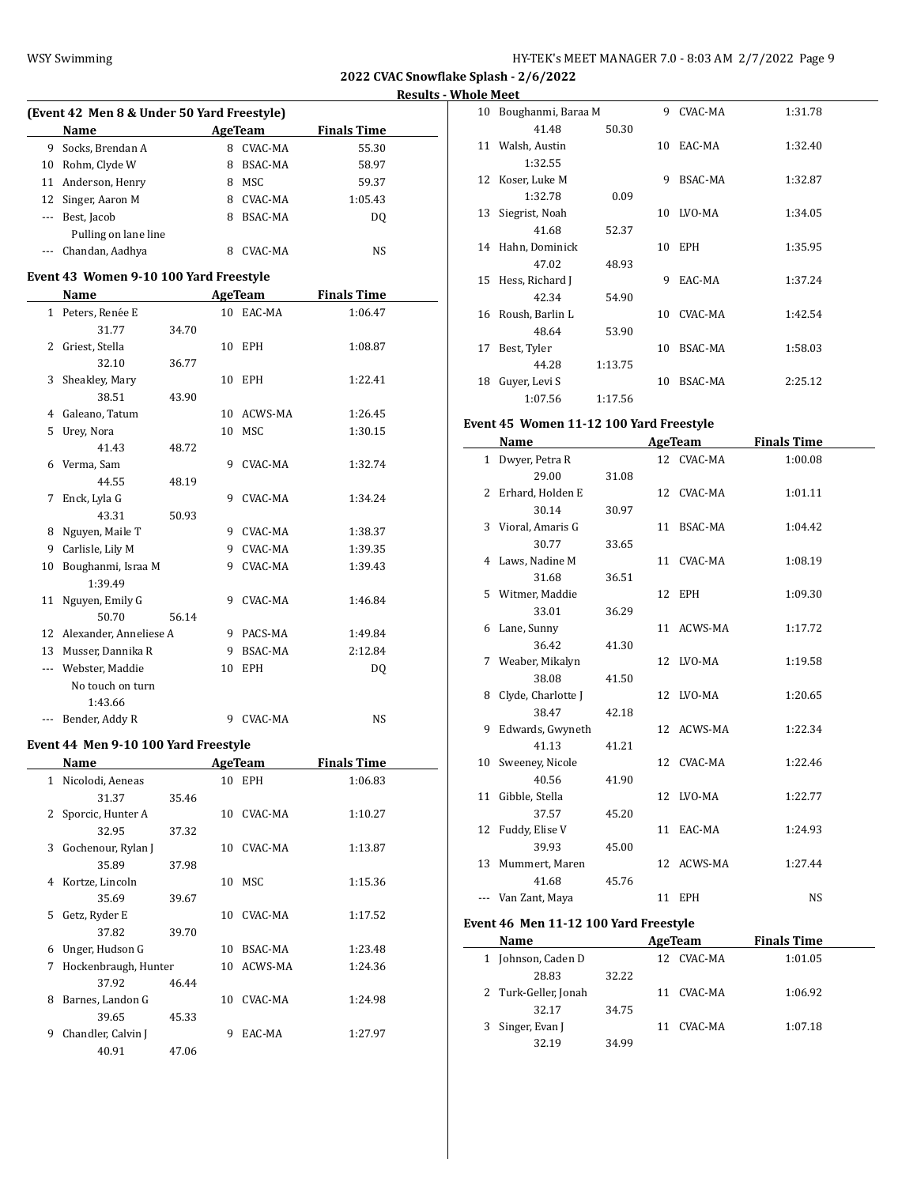## 2022 CVAC Snowflake Splash - 2/6/2022

### Results - Whole Meet

#### (Event 42 Men 8 & Under 50 Yard Freestyle)

| | Name | Age | Team | Finals Time |
|---|---|---|---|---|
| 9 | Socks, Brendan A | 8 | CVAC-MA | 55.30 |
| 10 | Rohm, Clyde W | 8 | BSAC-MA | 58.97 |
| 11 | Anderson, Henry | 8 | MSC | 59.37 |
| 12 | Singer, Aaron M | 8 | CVAC-MA | 1:05.43 |
| --- | Best, Jacob | 8 | BSAC-MA | DQ |
| | Pulling on lane line | | | |
| --- | Chandan, Aadhya | 8 | CVAC-MA | NS |

#### Event 43 Women 9-10 100 Yard Freestyle

| | Name | Age | Team | Finals Time |
|---|---|---|---|---|
| 1 | Peters, Renée E | 10 | EAC-MA | 1:06.47 |
| | 31.77 34.70 | | | |
| 2 | Griest, Stella | 10 | EPH | 1:08.87 |
| | 32.10 36.77 | | | |
| 3 | Sheakley, Mary | 10 | EPH | 1:22.41 |
| | 38.51 43.90 | | | |
| 4 | Galeano, Tatum | 10 | ACWS-MA | 1:26.45 |
| 5 | Urey, Nora | 10 | MSC | 1:30.15 |
| | 41.43 48.72 | | | |
| 6 | Verma, Sam | 9 | CVAC-MA | 1:32.74 |
| | 44.55 48.19 | | | |
| 7 | Enck, Lyla G | 9 | CVAC-MA | 1:34.24 |
| | 43.31 50.93 | | | |
| 8 | Nguyen, Maile T | 9 | CVAC-MA | 1:38.37 |
| 9 | Carlisle, Lily M | 9 | CVAC-MA | 1:39.35 |
| 10 | Boughanmi, Israa M | 9 | CVAC-MA | 1:39.43 |
| | 1:39.49 | | | |
| 11 | Nguyen, Emily G | 9 | CVAC-MA | 1:46.84 |
| | 50.70 56.14 | | | |
| 12 | Alexander, Anneliese A | 9 | PACS-MA | 1:49.84 |
| 13 | Musser, Dannika R | 9 | BSAC-MA | 2:12.84 |
| --- | Webster, Maddie | 10 | EPH | DQ |
| | No touch on turn | | | |
| | 1:43.66 | | | |
| --- | Bender, Addy R | 9 | CVAC-MA | NS |

#### Event 44 Men 9-10 100 Yard Freestyle

| | Name | Age | Team | Finals Time |
|---|---|---|---|---|
| 1 | Nicolodi, Aeneas | 10 | EPH | 1:06.83 |
| | 31.37 35.46 | | | |
| 2 | Sporcic, Hunter A | 10 | CVAC-MA | 1:10.27 |
| | 32.95 37.32 | | | |
| 3 | Gochenour, Rylan J | 10 | CVAC-MA | 1:13.87 |
| | 35.89 37.98 | | | |
| 4 | Kortze, Lincoln | 10 | MSC | 1:15.36 |
| | 35.69 39.67 | | | |
| 5 | Getz, Ryder E | 10 | CVAC-MA | 1:17.52 |
| | 37.82 39.70 | | | |
| 6 | Unger, Hudson G | 10 | BSAC-MA | 1:23.48 |
| 7 | Hockenbraugh, Hunter | 10 | ACWS-MA | 1:24.36 |
| | 37.92 46.44 | | | |
| 8 | Barnes, Landon G | 10 | CVAC-MA | 1:24.98 |
| | 39.65 45.33 | | | |
| 9 | Chandler, Calvin J | 9 | EAC-MA | 1:27.97 |
| | 40.91 47.06 | | | |
| 10 | Boughanmi, Baraa M | 9 | CVAC-MA | 1:31.78 |
| | 41.48 50.30 | | | |
| 11 | Walsh, Austin | 10 | EAC-MA | 1:32.40 |
| | 1:32.55 | | | |
| 12 | Koser, Luke M | 9 | BSAC-MA | 1:32.87 |
| | 1:32.78 0.09 | | | |
| 13 | Siegrist, Noah | 10 | LVO-MA | 1:34.05 |
| | 41.68 52.37 | | | |
| 14 | Hahn, Dominick | 10 | EPH | 1:35.95 |
| | 47.02 48.93 | | | |
| 15 | Hess, Richard J | 9 | EAC-MA | 1:37.24 |
| | 42.34 54.90 | | | |
| 16 | Roush, Barlin L | 10 | CVAC-MA | 1:42.54 |
| | 48.64 53.90 | | | |
| 17 | Best, Tyler | 10 | BSAC-MA | 1:58.03 |
| | 44.28 1:13.75 | | | |
| 18 | Guyer, Levi S | 10 | BSAC-MA | 2:25.12 |
| | 1:07.56 1:17.56 | | | |

#### Event 45 Women 11-12 100 Yard Freestyle

| | Name | Age | Team | Finals Time |
|---|---|---|---|---|
| 1 | Dwyer, Petra R | 12 | CVAC-MA | 1:00.08 |
| | 29.00 31.08 | | | |
| 2 | Erhard, Holden E | 12 | CVAC-MA | 1:01.11 |
| | 30.14 30.97 | | | |
| 3 | Vioral, Amaris G | 11 | BSAC-MA | 1:04.42 |
| | 30.77 33.65 | | | |
| 4 | Laws, Nadine M | 11 | CVAC-MA | 1:08.19 |
| | 31.68 36.51 | | | |
| 5 | Witmer, Maddie | 12 | EPH | 1:09.30 |
| | 33.01 36.29 | | | |
| 6 | Lane, Sunny | 11 | ACWS-MA | 1:17.72 |
| | 36.42 41.30 | | | |
| 7 | Weaber, Mikalyn | 12 | LVO-MA | 1:19.58 |
| | 38.08 41.50 | | | |
| 8 | Clyde, Charlotte J | 12 | LVO-MA | 1:20.65 |
| | 38.47 42.18 | | | |
| 9 | Edwards, Gwyneth | 12 | ACWS-MA | 1:22.34 |
| | 41.13 41.21 | | | |
| 10 | Sweeney, Nicole | 12 | CVAC-MA | 1:22.46 |
| | 40.56 41.90 | | | |
| 11 | Gibble, Stella | 12 | LVO-MA | 1:22.77 |
| | 37.57 45.20 | | | |
| 12 | Fuddy, Elise V | 11 | EAC-MA | 1:24.93 |
| | 39.93 45.00 | | | |
| 13 | Mummert, Maren | 12 | ACWS-MA | 1:27.44 |
| | 41.68 45.76 | | | |
| --- | Van Zant, Maya | 11 | EPH | NS |

#### Event 46 Men 11-12 100 Yard Freestyle

| | Name | Age | Team | Finals Time |
|---|---|---|---|---|
| 1 | Johnson, Caden D | 12 | CVAC-MA | 1:01.05 |
| | 28.83 32.22 | | | |
| 2 | Turk-Geller, Jonah | 11 | CVAC-MA | 1:06.92 |
| | 32.17 34.75 | | | |
| 3 | Singer, Evan J | 11 | CVAC-MA | 1:07.18 |
| | 32.19 34.99 | | | |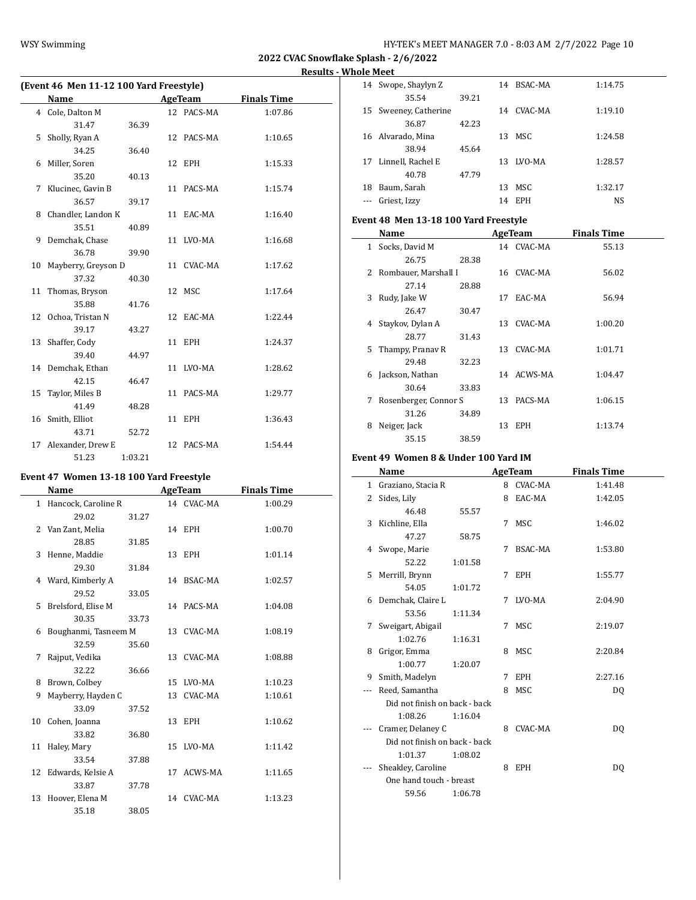## 2022 CVAC Snowflake Splash - 2/6/2022

### Results - Whole Meet

#### (Event 46 Men 11-12 100 Yard Freestyle)

| | Name | Age | Team | Finals Time |
|---|---|---|---|---|
| 4 | Cole, Dalton M | 12 | PACS-MA | 1:07.86 |
| | 31.47 36.39 | | | |
| 5 | Sholly, Ryan A | 12 | PACS-MA | 1:10.65 |
| | 34.25 36.40 | | | |
| 6 | Miller, Soren | 12 | EPH | 1:15.33 |
| | 35.20 40.13 | | | |
| 7 | Klucinec, Gavin B | 11 | PACS-MA | 1:15.74 |
| | 36.57 39.17 | | | |
| 8 | Chandler, Landon K | 11 | EAC-MA | 1:16.40 |
| | 35.51 40.89 | | | |
| 9 | Demchak, Chase | 11 | LVO-MA | 1:16.68 |
| | 36.78 39.90 | | | |
| 10 | Mayberry, Greyson D | 11 | CVAC-MA | 1:17.62 |
| | 37.32 40.30 | | | |
| 11 | Thomas, Bryson | 12 | MSC | 1:17.64 |
| | 35.88 41.76 | | | |
| 12 | Ochoa, Tristan N | 12 | EAC-MA | 1:22.44 |
| | 39.17 43.27 | | | |
| 13 | Shaffer, Cody | 11 | EPH | 1:24.37 |
| | 39.40 44.97 | | | |
| 14 | Demchak, Ethan | 11 | LVO-MA | 1:28.62 |
| | 42.15 46.47 | | | |
| 15 | Taylor, Miles B | 11 | PACS-MA | 1:29.77 |
| | 41.49 48.28 | | | |
| 16 | Smith, Elliot | 11 | EPH | 1:36.43 |
| | 43.71 52.72 | | | |
| 17 | Alexander, Drew E | 12 | PACS-MA | 1:54.44 |
| | 51.23 1:03.21 | | | |

#### Event 47 Women 13-18 100 Yard Freestyle

| | Name | Age | Team | Finals Time |
|---|---|---|---|---|
| 1 | Hancock, Caroline R | 14 | CVAC-MA | 1:00.29 |
| | 29.02 31.27 | | | |
| 2 | Van Zant, Melia | 14 | EPH | 1:00.70 |
| | 28.85 31.85 | | | |
| 3 | Henne, Maddie | 13 | EPH | 1:01.14 |
| | 29.30 31.84 | | | |
| 4 | Ward, Kimberly A | 14 | BSAC-MA | 1:02.57 |
| | 29.52 33.05 | | | |
| 5 | Brelsford, Elise M | 14 | PACS-MA | 1:04.08 |
| | 30.35 33.73 | | | |
| 6 | Boughanmi, Tasneem M | 13 | CVAC-MA | 1:08.19 |
| | 32.59 35.60 | | | |
| 7 | Rajput, Vedika | 13 | CVAC-MA | 1:08.88 |
| | 32.22 36.66 | | | |
| 8 | Brown, Colbey | 15 | LVO-MA | 1:10.23 |
| 9 | Mayberry, Hayden C | 13 | CVAC-MA | 1:10.61 |
| | 33.09 37.52 | | | |
| 10 | Cohen, Joanna | 13 | EPH | 1:10.62 |
| | 33.82 36.80 | | | |
| 11 | Haley, Mary | 15 | LVO-MA | 1:11.42 |
| | 33.54 37.88 | | | |
| 12 | Edwards, Kelsie A | 17 | ACWS-MA | 1:11.65 |
| | 33.87 37.78 | | | |
| 13 | Hoover, Elena M | 14 | CVAC-MA | 1:13.23 |
| | 35.18 38.05 | | | |
| 14 | Swope, Shaylyn Z | 14 | BSAC-MA | 1:14.75 |
| | 35.54 39.21 | | | |
| 15 | Sweeney, Catherine | 14 | CVAC-MA | 1:19.10 |
| | 36.87 42.23 | | | |
| 16 | Alvarado, Mina | 13 | MSC | 1:24.58 |
| | 38.94 45.64 | | | |
| 17 | Linnell, Rachel E | 13 | LVO-MA | 1:28.57 |
| | 40.78 47.79 | | | |
| 18 | Baum, Sarah | 13 | MSC | 1:32.17 |
| --- | Griest, Izzy | 14 | EPH | NS |

#### Event 48 Men 13-18 100 Yard Freestyle

| | Name | Age | Team | Finals Time |
|---|---|---|---|---|
| 1 | Socks, David M | 14 | CVAC-MA | 55.13 |
| | 26.75 28.38 | | | |
| 2 | Rombauer, Marshall I | 16 | CVAC-MA | 56.02 |
| | 27.14 28.88 | | | |
| 3 | Rudy, Jake W | 17 | EAC-MA | 56.94 |
| | 26.47 30.47 | | | |
| 4 | Staykov, Dylan A | 13 | CVAC-MA | 1:00.20 |
| | 28.77 31.43 | | | |
| 5 | Thampy, Pranav R | 13 | CVAC-MA | 1:01.71 |
| | 29.48 32.23 | | | |
| 6 | Jackson, Nathan | 14 | ACWS-MA | 1:04.47 |
| | 30.64 33.83 | | | |
| 7 | Rosenberger, Connor S | 13 | PACS-MA | 1:06.15 |
| | 31.26 34.89 | | | |
| 8 | Neiger, Jack | 13 | EPH | 1:13.74 |
| | 35.15 38.59 | | | |

#### Event 49 Women 8 & Under 100 Yard IM

| | Name | Age | Team | Finals Time |
|---|---|---|---|---|
| 1 | Graziano, Stacia R | 8 | CVAC-MA | 1:41.48 |
| 2 | Sides, Lily | 8 | EAC-MA | 1:42.05 |
| | 46.48 55.57 | | | |
| 3 | Kichline, Ella | 7 | MSC | 1:46.02 |
| | 47.27 58.75 | | | |
| 4 | Swope, Marie | 7 | BSAC-MA | 1:53.80 |
| | 52.22 1:01.58 | | | |
| 5 | Merrill, Brynn | 7 | EPH | 1:55.77 |
| | 54.05 1:01.72 | | | |
| 6 | Demchak, Claire L | 7 | LVO-MA | 2:04.90 |
| | 53.56 1:11.34 | | | |
| 7 | Sweigart, Abigail | 7 | MSC | 2:19.07 |
| | 1:02.76 1:16.31 | | | |
| 8 | Grigor, Emma | 8 | MSC | 2:20.84 |
| | 1:00.77 1:20.07 | | | |
| 9 | Smith, Madelyn | 7 | EPH | 2:27.16 |
| --- | Reed, Samantha | 8 | MSC | DQ |
| | Did not finish on back - back | | | |
| | 1:08.26 1:16.04 | | | |
| --- | Cramer, Delaney C | 8 | CVAC-MA | DQ |
| | Did not finish on back - back | | | |
| | 1:01.37 1:08.02 | | | |
| --- | Sheakley, Caroline | 8 | EPH | DQ |
| | One hand touch - breast | | | |
| | 59.56 1:06.78 | | | |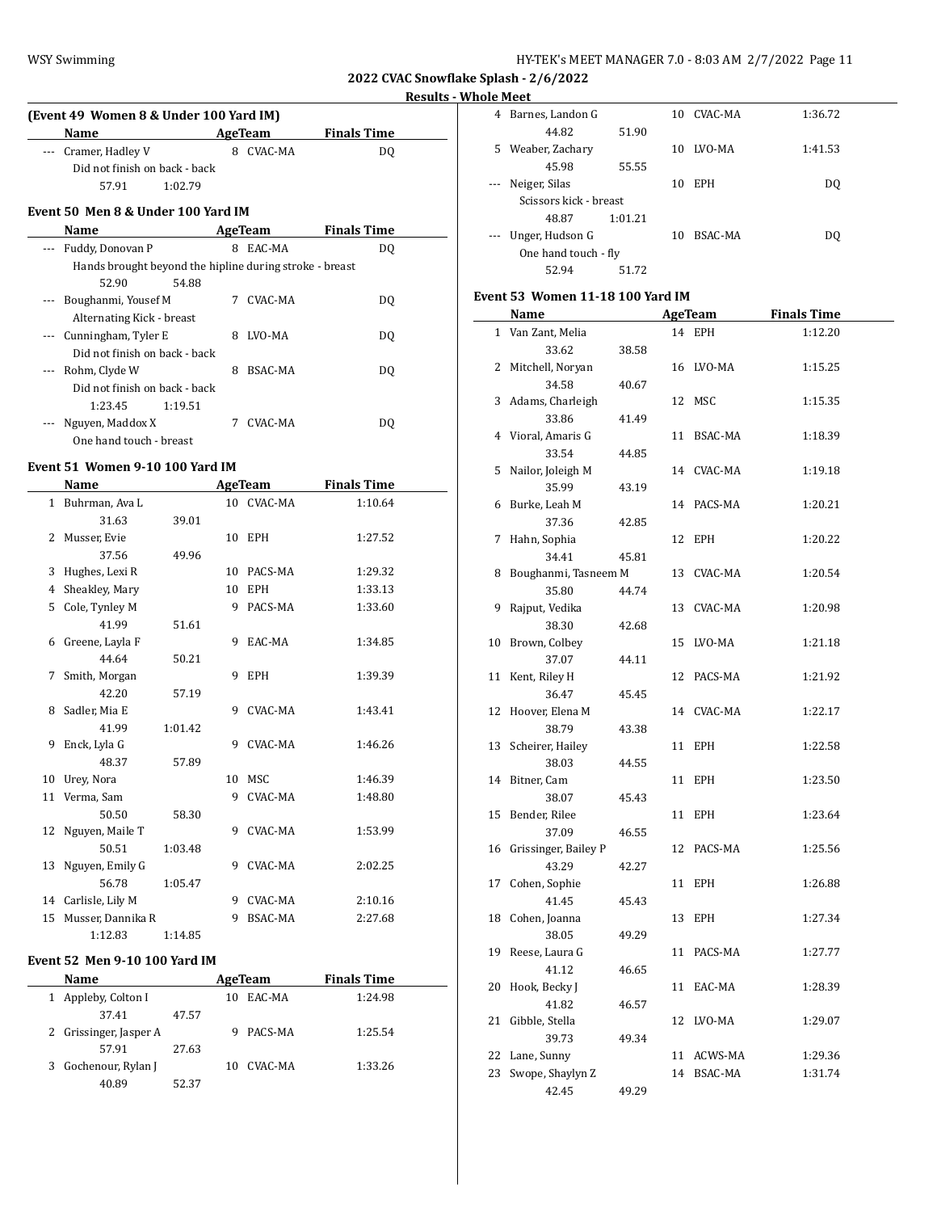## 2022 CVAC Snowflake Splash - 2/6/2022

### Results - Whole Meet

#### (Event 49 Women 8 & Under 100 Yard IM)

| | Name | Age | Team | Finals Time |
|---|---|---|---|---|
| --- | Cramer, Hadley V | 8 | CVAC-MA | DQ |
| | Did not finish on back - back | | | |
| | 57.91 1:02.79 | | | |

#### Event 50 Men 8 & Under 100 Yard IM

| | Name | Age | Team | Finals Time |
|---|---|---|---|---|
| --- | Fuddy, Donovan P | 8 | EAC-MA | DQ |
| | Hands brought beyond the hipline during stroke - breast | | | |
| | 52.90 54.88 | | | |
| --- | Boughanmi, Yousef M | 7 | CVAC-MA | DQ |
| | Alternating Kick - breast | | | |
| --- | Cunningham, Tyler E | 8 | LVO-MA | DQ |
| | Did not finish on back - back | | | |
| --- | Rohm, Clyde W | 8 | BSAC-MA | DQ |
| | Did not finish on back - back | | | |
| | 1:23.45 1:19.51 | | | |
| --- | Nguyen, Maddox X | 7 | CVAC-MA | DQ |
| | One hand touch - breast | | | |

#### Event 51 Women 9-10 100 Yard IM

| | Name | Age | Team | Finals Time |
|---|---|---|---|---|
| 1 | Buhrman, Ava L | 10 | CVAC-MA | 1:10.64 |
| | 31.63 39.01 | | | |
| 2 | Musser, Evie | 10 | EPH | 1:27.52 |
| | 37.56 49.96 | | | |
| 3 | Hughes, Lexi R | 10 | PACS-MA | 1:29.32 |
| 4 | Sheakley, Mary | 10 | EPH | 1:33.13 |
| 5 | Cole, Tynley M | 9 | PACS-MA | 1:33.60 |
| | 41.99 51.61 | | | |
| 6 | Greene, Layla F | 9 | EAC-MA | 1:34.85 |
| | 44.64 50.21 | | | |
| 7 | Smith, Morgan | 9 | EPH | 1:39.39 |
| | 42.20 57.19 | | | |
| 8 | Sadler, Mia E | 9 | CVAC-MA | 1:43.41 |
| | 41.99 1:01.42 | | | |
| 9 | Enck, Lyla G | 9 | CVAC-MA | 1:46.26 |
| | 48.37 57.89 | | | |
| 10 | Urey, Nora | 10 | MSC | 1:46.39 |
| 11 | Verma, Sam | 9 | CVAC-MA | 1:48.80 |
| | 50.50 58.30 | | | |
| 12 | Nguyen, Maile T | 9 | CVAC-MA | 1:53.99 |
| | 50.51 1:03.48 | | | |
| 13 | Nguyen, Emily G | 9 | CVAC-MA | 2:02.25 |
| | 56.78 1:05.47 | | | |
| 14 | Carlisle, Lily M | 9 | CVAC-MA | 2:10.16 |
| 15 | Musser, Dannika R | 9 | BSAC-MA | 2:27.68 |
| | 1:12.83 1:14.85 | | | |

#### Event 52 Men 9-10 100 Yard IM

| | Name | Age | Team | Finals Time |
|---|---|---|---|---|
| 1 | Appleby, Colton I | 10 | EAC-MA | 1:24.98 |
| | 37.41 47.57 | | | |
| 2 | Grissinger, Jasper A | 9 | PACS-MA | 1:25.54 |
| | 57.91 27.63 | | | |
| 3 | Gochenour, Rylan J | 10 | CVAC-MA | 1:33.26 |
| | 40.89 52.37 | | | |
| 4 | Barnes, Landon G | 10 | CVAC-MA | 1:36.72 |
| | 44.82 51.90 | | | |
| 5 | Weaber, Zachary | 10 | LVO-MA | 1:41.53 |
| | 45.98 55.55 | | | |
| --- | Neiger, Silas | 10 | EPH | DQ |
| | Scissors kick - breast | | | |
| | 48.87 1:01.21 | | | |
| --- | Unger, Hudson G | 10 | BSAC-MA | DQ |
| | One hand touch - fly | | | |
| | 52.94 51.72 | | | |

#### Event 53 Women 11-18 100 Yard IM

| | Name | Age | Team | Finals Time |
|---|---|---|---|---|
| 1 | Van Zant, Melia | 14 | EPH | 1:12.20 |
| | 33.62 38.58 | | | |
| 2 | Mitchell, Noryan | 16 | LVO-MA | 1:15.25 |
| | 34.58 40.67 | | | |
| 3 | Adams, Charleigh | 12 | MSC | 1:15.35 |
| | 33.86 41.49 | | | |
| 4 | Vioral, Amaris G | 11 | BSAC-MA | 1:18.39 |
| | 33.54 44.85 | | | |
| 5 | Nailor, Joleigh M | 14 | CVAC-MA | 1:19.18 |
| | 35.99 43.19 | | | |
| 6 | Burke, Leah M | 14 | PACS-MA | 1:20.21 |
| | 37.36 42.85 | | | |
| 7 | Hahn, Sophia | 12 | EPH | 1:20.22 |
| | 34.41 45.81 | | | |
| 8 | Boughanmi, Tasneem M | 13 | CVAC-MA | 1:20.54 |
| | 35.80 44.74 | | | |
| 9 | Rajput, Vedika | 13 | CVAC-MA | 1:20.98 |
| | 38.30 42.68 | | | |
| 10 | Brown, Colbey | 15 | LVO-MA | 1:21.18 |
| | 37.07 44.11 | | | |
| 11 | Kent, Riley H | 12 | PACS-MA | 1:21.92 |
| | 36.47 45.45 | | | |
| 12 | Hoover, Elena M | 14 | CVAC-MA | 1:22.17 |
| | 38.79 43.38 | | | |
| 13 | Scheirer, Hailey | 11 | EPH | 1:22.58 |
| | 38.03 44.55 | | | |
| 14 | Bitner, Cam | 11 | EPH | 1:23.50 |
| | 38.07 45.43 | | | |
| 15 | Bender, Rilee | 11 | EPH | 1:23.64 |
| | 37.09 46.55 | | | |
| 16 | Grissinger, Bailey P | 12 | PACS-MA | 1:25.56 |
| | 43.29 42.27 | | | |
| 17 | Cohen, Sophie | 11 | EPH | 1:26.88 |
| | 41.45 45.43 | | | |
| 18 | Cohen, Joanna | 13 | EPH | 1:27.34 |
| | 38.05 49.29 | | | |
| 19 | Reese, Laura G | 11 | PACS-MA | 1:27.77 |
| | 41.12 46.65 | | | |
| 20 | Hook, Becky J | 11 | EAC-MA | 1:28.39 |
| | 41.82 46.57 | | | |
| 21 | Gibble, Stella | 12 | LVO-MA | 1:29.07 |
| | 39.73 49.34 | | | |
| 22 | Lane, Sunny | 11 | ACWS-MA | 1:29.36 |
| 23 | Swope, Shaylyn Z | 14 | BSAC-MA | 1:31.74 |
| | 42.45 49.29 | | | |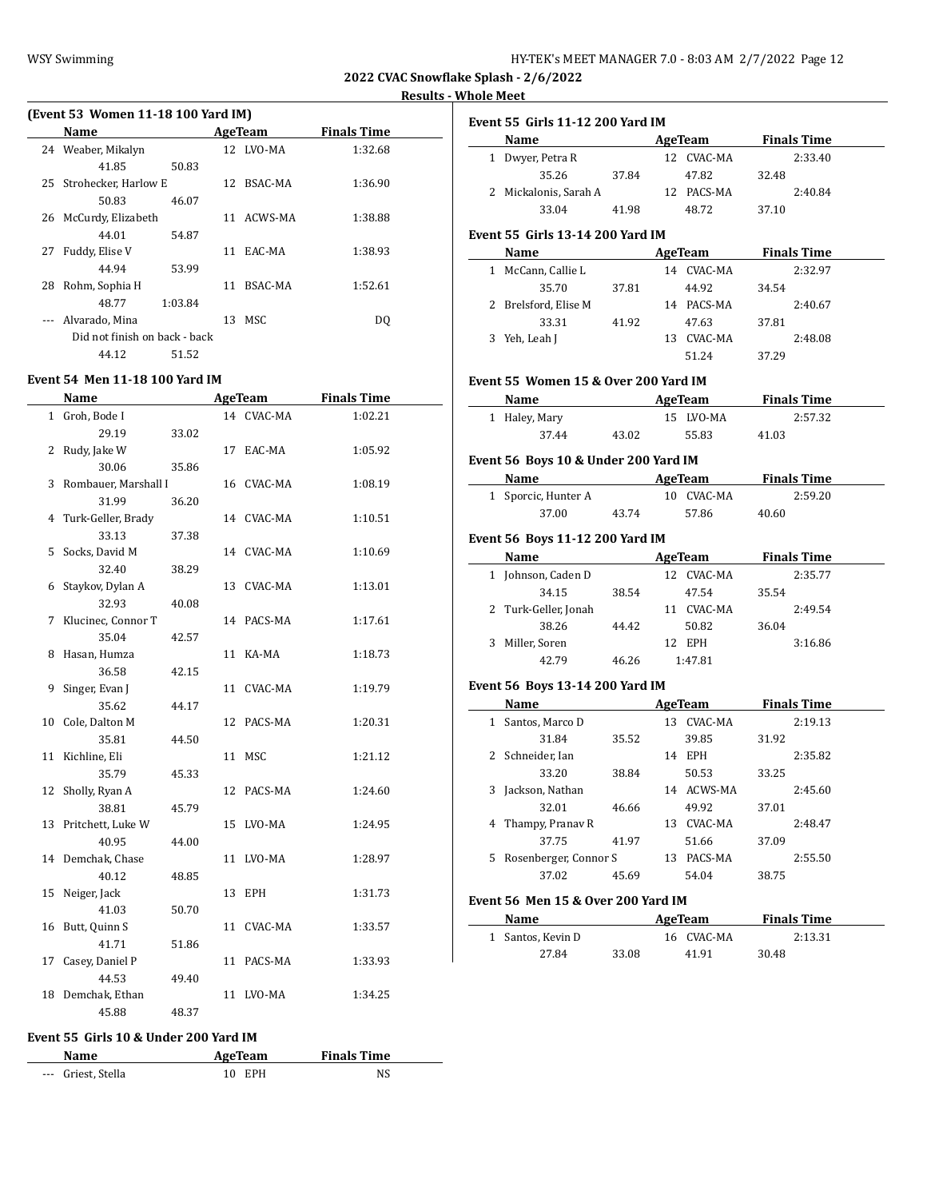2022 CVAC Snowflake Splash - 2/6/2022

Results - Whole Meet

### (Event 53 Women 11-18 100 Yard IM)

| | Name | Age | Team | Finals Time |
|---|---|---|---|---|
| 24 | Weaber, Mikalyn | 12 | LVO-MA | 1:32.68 |
| | 41.85 50.83 | | | |
| 25 | Strohecker, Harlow E | 12 | BSAC-MA | 1:36.90 |
| | 50.83 46.07 | | | |
| 26 | McCurdy, Elizabeth | 11 | ACWS-MA | 1:38.88 |
| | 44.01 54.87 | | | |
| 27 | Fuddy, Elise V | 11 | EAC-MA | 1:38.93 |
| | 44.94 53.99 | | | |
| 28 | Rohm, Sophia H | 11 | BSAC-MA | 1:52.61 |
| | 48.77 1:03.84 | | | |
| --- | Alvarado, Mina | 13 | MSC | DQ |
| | Did not finish on back - back | | | |
| | 44.12 51.52 | | | |

### Event 54 Men 11-18 100 Yard IM

| | Name | Age | Team | Finals Time |
|---|---|---|---|---|
| 1 | Groh, Bode I | 14 | CVAC-MA | 1:02.21 |
| | 29.19 33.02 | | | |
| 2 | Rudy, Jake W | 17 | EAC-MA | 1:05.92 |
| | 30.06 35.86 | | | |
| 3 | Rombauer, Marshall I | 16 | CVAC-MA | 1:08.19 |
| | 31.99 36.20 | | | |
| 4 | Turk-Geller, Brady | 14 | CVAC-MA | 1:10.51 |
| | 33.13 37.38 | | | |
| 5 | Socks, David M | 14 | CVAC-MA | 1:10.69 |
| | 32.40 38.29 | | | |
| 6 | Staykov, Dylan A | 13 | CVAC-MA | 1:13.01 |
| | 32.93 40.08 | | | |
| 7 | Klucinec, Connor T | 14 | PACS-MA | 1:17.61 |
| | 35.04 42.57 | | | |
| 8 | Hasan, Humza | 11 | KA-MA | 1:18.73 |
| | 36.58 42.15 | | | |
| 9 | Singer, Evan J | 11 | CVAC-MA | 1:19.79 |
| | 35.62 44.17 | | | |
| 10 | Cole, Dalton M | 12 | PACS-MA | 1:20.31 |
| | 35.81 44.50 | | | |
| 11 | Kichline, Eli | 11 | MSC | 1:21.12 |
| | 35.79 45.33 | | | |
| 12 | Sholly, Ryan A | 12 | PACS-MA | 1:24.60 |
| | 38.81 45.79 | | | |
| 13 | Pritchett, Luke W | 15 | LVO-MA | 1:24.95 |
| | 40.95 44.00 | | | |
| 14 | Demchak, Chase | 11 | LVO-MA | 1:28.97 |
| | 40.12 48.85 | | | |
| 15 | Neiger, Jack | 13 | EPH | 1:31.73 |
| | 41.03 50.70 | | | |
| 16 | Butt, Quinn S | 11 | CVAC-MA | 1:33.57 |
| | 41.71 51.86 | | | |
| 17 | Casey, Daniel P | 11 | PACS-MA | 1:33.93 |
| | 44.53 49.40 | | | |
| 18 | Demchak, Ethan | 11 | LVO-MA | 1:34.25 |
| | 45.88 48.37 | | | |

### Event 55 Girls 10 & Under 200 Yard IM

| | Name | Age | Team | Finals Time |
|---|---|---|---|---|
| --- | Griest, Stella | 10 | EPH | NS |

### Event 55 Girls 11-12 200 Yard IM

| | Name | Age | Team | Finals Time |
|---|---|---|---|---|
| 1 | Dwyer, Petra R | 12 | CVAC-MA | 2:33.40 |
| | 35.26 37.84 47.82 32.48 | | | |
| 2 | Mickalonis, Sarah A | 12 | PACS-MA | 2:40.84 |
| | 33.04 41.98 48.72 37.10 | | | |

### Event 55 Girls 13-14 200 Yard IM

| | Name | Age | Team | Finals Time |
|---|---|---|---|---|
| 1 | McCann, Callie L | 14 | CVAC-MA | 2:32.97 |
| | 35.70 37.81 44.92 34.54 | | | |
| 2 | Brelsford, Elise M | 14 | PACS-MA | 2:40.67 |
| | 33.31 41.92 47.63 37.81 | | | |
| 3 | Yeh, Leah J | 13 | CVAC-MA | 2:48.08 |
| | 51.24 37.29 | | | |

### Event 55 Women 15 & Over 200 Yard IM

| | Name | Age | Team | Finals Time |
|---|---|---|---|---|
| 1 | Haley, Mary | 15 | LVO-MA | 2:57.32 |
| | 37.44 43.02 55.83 41.03 | | | |

### Event 56 Boys 10 & Under 200 Yard IM

| | Name | Age | Team | Finals Time |
|---|---|---|---|---|
| 1 | Sporcic, Hunter A | 10 | CVAC-MA | 2:59.20 |
| | 37.00 43.74 57.86 40.60 | | | |

### Event 56 Boys 11-12 200 Yard IM

| | Name | Age | Team | Finals Time |
|---|---|---|---|---|
| 1 | Johnson, Caden D | 12 | CVAC-MA | 2:35.77 |
| | 34.15 38.54 47.54 35.54 | | | |
| 2 | Turk-Geller, Jonah | 11 | CVAC-MA | 2:49.54 |
| | 38.26 44.42 50.82 36.04 | | | |
| 3 | Miller, Soren | 12 | EPH | 3:16.86 |
| | 42.79 46.26 1:47.81 | | | |

### Event 56 Boys 13-14 200 Yard IM

| | Name | Age | Team | Finals Time |
|---|---|---|---|---|
| 1 | Santos, Marco D | 13 | CVAC-MA | 2:19.13 |
| | 31.84 35.52 39.85 31.92 | | | |
| 2 | Schneider, Ian | 14 | EPH | 2:35.82 |
| | 33.20 38.84 50.53 33.25 | | | |
| 3 | Jackson, Nathan | 14 | ACWS-MA | 2:45.60 |
| | 32.01 46.66 49.92 37.01 | | | |
| 4 | Thampy, Pranav R | 13 | CVAC-MA | 2:48.47 |
| | 37.75 41.97 51.66 37.09 | | | |
| 5 | Rosenberger, Connor S | 13 | PACS-MA | 2:55.50 |
| | 37.02 45.69 54.04 38.75 | | | |

### Event 56 Men 15 & Over 200 Yard IM

| | Name | Age | Team | Finals Time |
|---|---|---|---|---|
| 1 | Santos, Kevin D | 16 | CVAC-MA | 2:13.31 |
| | 27.84 33.08 41.91 30.48 | | | |